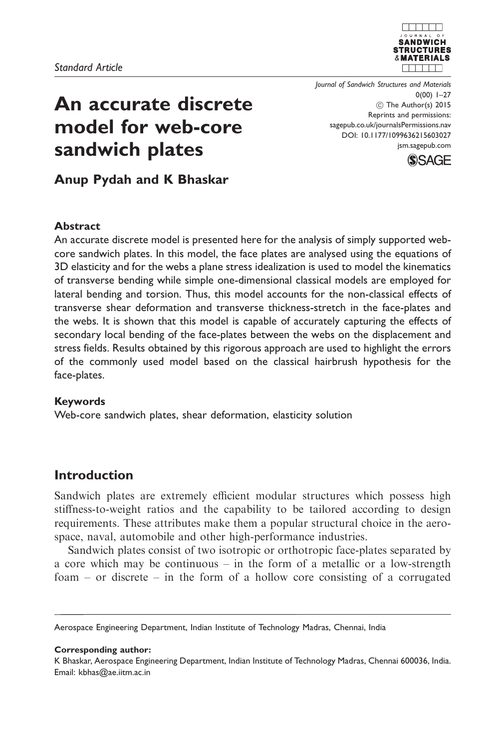*Standard Article*

# An accurate discrete model for web-core sandwich plates

**Anup Pydah and K Bhaskar**

## Abstract

An accurate discrete model is presented here for the analysis of simply supported web-core sandwich plates. In this model, the face plates are analysed using the equations of 3D elasticity and for the webs a plane stress idealization is used to model the kinematics of transverse bending while simple one-dimensional classical models are employed for lateral bending and torsion. Thus, this model accounts for the non-classical effects of transverse shear deformation and transverse thickness-stretch in the face-plates and the webs. It is shown that this model is capable of accurately capturing the effects of secondary local bending of the face-plates between the webs on the displacement and stress fields. Results obtained by this rigorous approach are used to highlight the errors of the commonly used model based on the classical hairbrush hypothesis for the face-plates.

### Keywords

Web-core sandwich plates, shear deformation, elasticity solution

## Introduction

Sandwich plates are extremely efficient modular structures which possess high stiffness-to-weight ratios and the capability to be tailored according to design requirements. These attributes make them a popular structural choice in the aerospace, naval, automobile and other high-performance industries.

Sandwich plates consist of two isotropic or orthotropic face-plates separated by a core which may be continuous – in the form of a metallic or a low-strength foam – or discrete – in the form of a hollow core consisting of a corrugated

Aerospace Engineering Department, Indian Institute of Technology Madras, Chennai, India

**Corresponding author:**
K Bhaskar, Aerospace Engineering Department, Indian Institute of Technology Madras, Chennai 600036, India.
Email: kbhas@ae.iitm.ac.in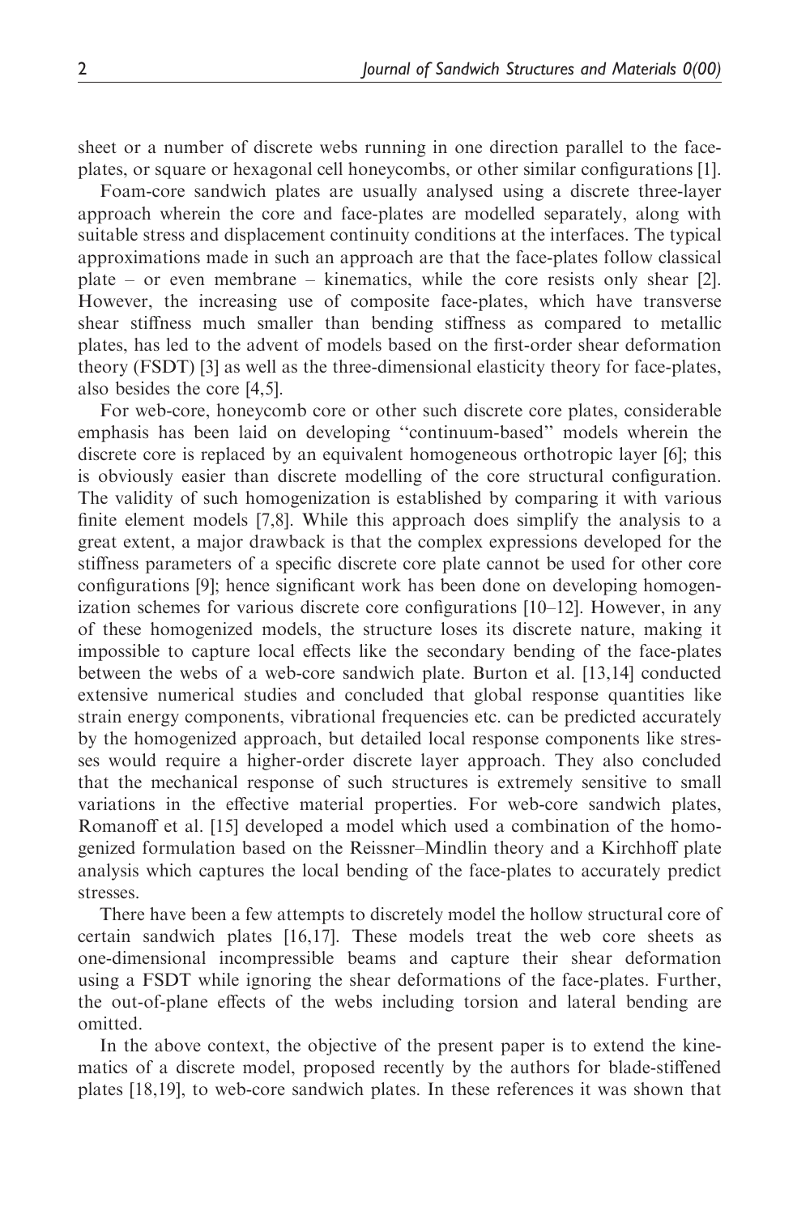sheet or a number of discrete webs running in one direction parallel to the face-plates, or square or hexagonal cell honeycombs, or other similar configurations [1].

Foam-core sandwich plates are usually analysed using a discrete three-layer approach wherein the core and face-plates are modelled separately, along with suitable stress and displacement continuity conditions at the interfaces. The typical approximations made in such an approach are that the face-plates follow classical plate – or even membrane – kinematics, while the core resists only shear [2]. However, the increasing use of composite face-plates, which have transverse shear stiffness much smaller than bending stiffness as compared to metallic plates, has led to the advent of models based on the first-order shear deformation theory (FSDT) [3] as well as the three-dimensional elasticity theory for face-plates, also besides the core [4,5].

For web-core, honeycomb core or other such discrete core plates, considerable emphasis has been laid on developing "continuum-based" models wherein the discrete core is replaced by an equivalent homogeneous orthotropic layer [6]; this is obviously easier than discrete modelling of the core structural configuration. The validity of such homogenization is established by comparing it with various finite element models [7,8]. While this approach does simplify the analysis to a great extent, a major drawback is that the complex expressions developed for the stiffness parameters of a specific discrete core plate cannot be used for other core configurations [9]; hence significant work has been done on developing homogenization schemes for various discrete core configurations [10–12]. However, in any of these homogenized models, the structure loses its discrete nature, making it impossible to capture local effects like the secondary bending of the face-plates between the webs of a web-core sandwich plate. Burton et al. [13,14] conducted extensive numerical studies and concluded that global response quantities like strain energy components, vibrational frequencies etc. can be predicted accurately by the homogenized approach, but detailed local response components like stresses would require a higher-order discrete layer approach. They also concluded that the mechanical response of such structures is extremely sensitive to small variations in the effective material properties. For web-core sandwich plates, Romanoff et al. [15] developed a model which used a combination of the homogenized formulation based on the Reissner–Mindlin theory and a Kirchhoff plate analysis which captures the local bending of the face-plates to accurately predict stresses.

There have been a few attempts to discretely model the hollow structural core of certain sandwich plates [16,17]. These models treat the web core sheets as one-dimensional incompressible beams and capture their shear deformation using a FSDT while ignoring the shear deformations of the face-plates. Further, the out-of-plane effects of the webs including torsion and lateral bending are omitted.

In the above context, the objective of the present paper is to extend the kinematics of a discrete model, proposed recently by the authors for blade-stiffened plates [18,19], to web-core sandwich plates. In these references it was shown that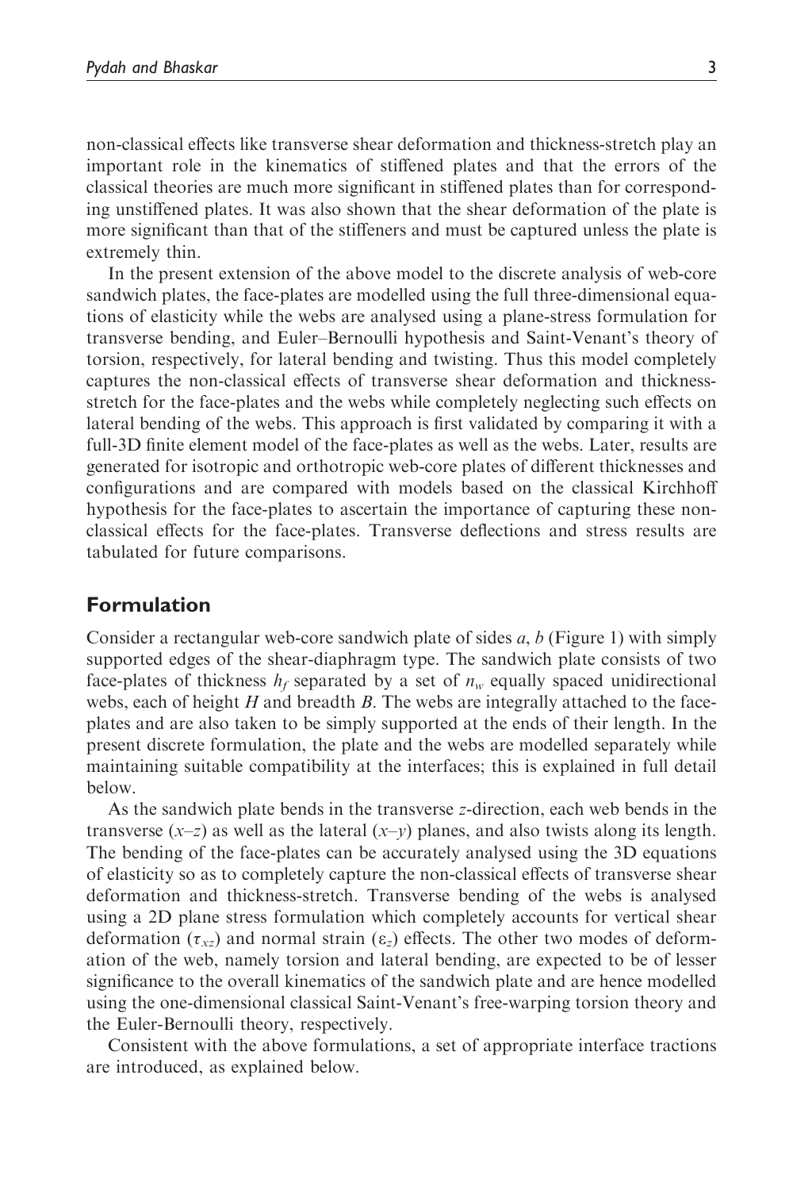non-classical effects like transverse shear deformation and thickness-stretch play an important role in the kinematics of stiffened plates and that the errors of the classical theories are much more significant in stiffened plates than for corresponding unstiffened plates. It was also shown that the shear deformation of the plate is more significant than that of the stiffeners and must be captured unless the plate is extremely thin.

In the present extension of the above model to the discrete analysis of web-core sandwich plates, the face-plates are modelled using the full three-dimensional equations of elasticity while the webs are analysed using a plane-stress formulation for transverse bending, and Euler–Bernoulli hypothesis and Saint-Venant's theory of torsion, respectively, for lateral bending and twisting. Thus this model completely captures the non-classical effects of transverse shear deformation and thickness-stretch for the face-plates and the webs while completely neglecting such effects on lateral bending of the webs. This approach is first validated by comparing it with a full-3D finite element model of the face-plates as well as the webs. Later, results are generated for isotropic and orthotropic web-core plates of different thicknesses and configurations and are compared with models based on the classical Kirchhoff hypothesis for the face-plates to ascertain the importance of capturing these non-classical effects for the face-plates. Transverse deflections and stress results are tabulated for future comparisons.

## Formulation

Consider a rectangular web-core sandwich plate of sides $a$, $b$ (Figure 1) with simply supported edges of the shear-diaphragm type. The sandwich plate consists of two face-plates of thickness $h_f$ separated by a set of $n_w$ equally spaced unidirectional webs, each of height $H$ and breadth $B$. The webs are integrally attached to the face-plates and are also taken to be simply supported at the ends of their length. In the present discrete formulation, the plate and the webs are modelled separately while maintaining suitable compatibility at the interfaces; this is explained in full detail below.

As the sandwich plate bends in the transverse $z$-direction, each web bends in the transverse ($x$–$z$) as well as the lateral ($x$–$y$) planes, and also twists along its length. The bending of the face-plates can be accurately analysed using the 3D equations of elasticity so as to completely capture the non-classical effects of transverse shear deformation and thickness-stretch. Transverse bending of the webs is analysed using a 2D plane stress formulation which completely accounts for vertical shear deformation ($\tau_{xz}$) and normal strain ($\varepsilon_z$) effects. The other two modes of deformation of the web, namely torsion and lateral bending, are expected to be of lesser significance to the overall kinematics of the sandwich plate and are hence modelled using the one-dimensional classical Saint-Venant's free-warping torsion theory and the Euler-Bernoulli theory, respectively.

Consistent with the above formulations, a set of appropriate interface tractions are introduced, as explained below.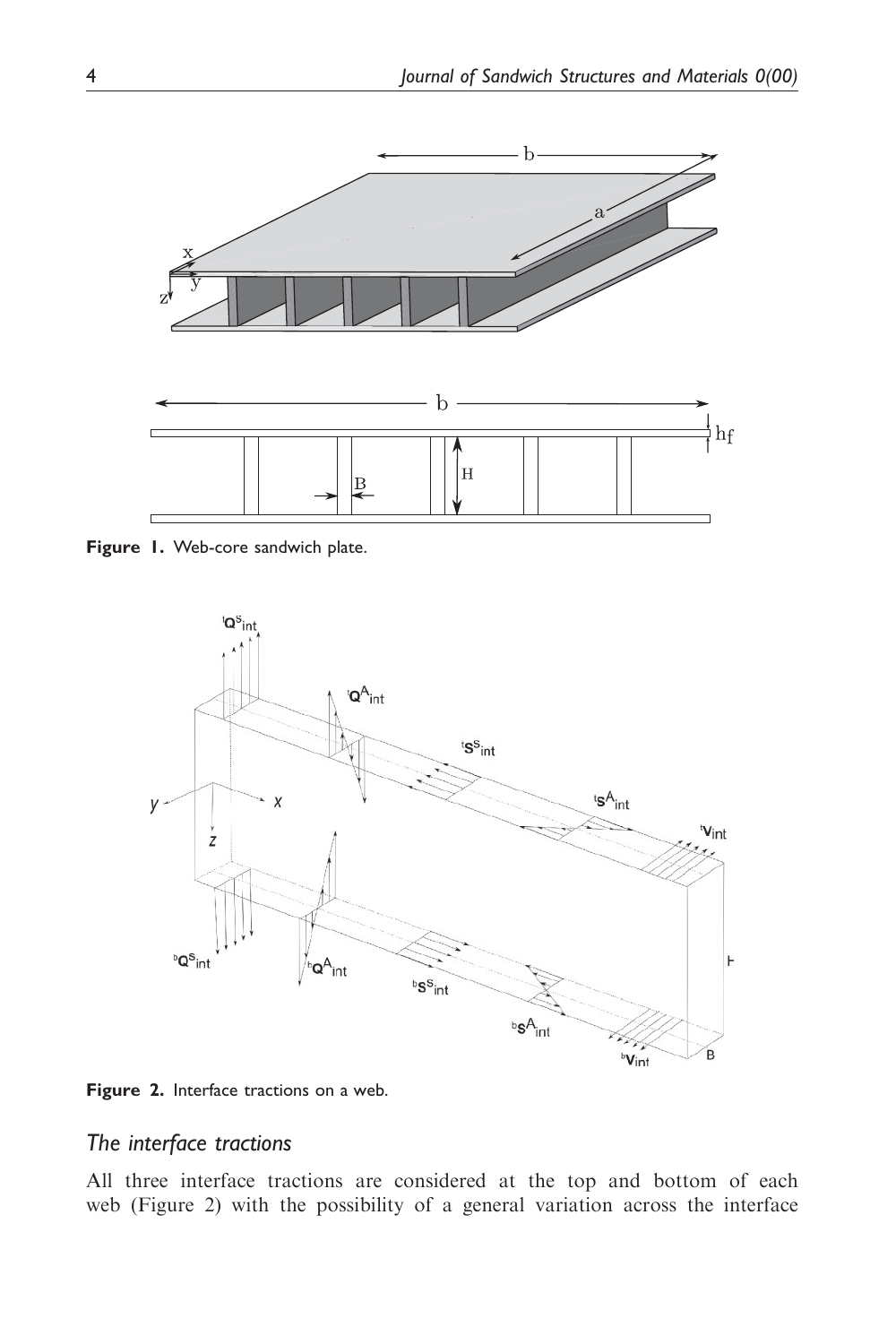Figure 1. Web-core sandwich plate.

Figure 2. Interface tractions on a web.

## The interface tractions

All three interface tractions are considered at the top and bottom of each web (Figure 2) with the possibility of a general variation across the interface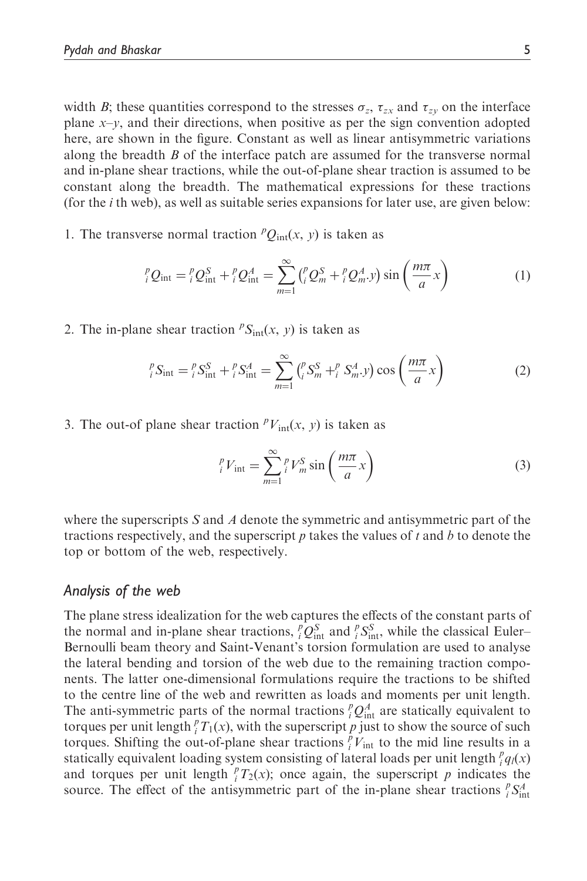width $B$; these quantities correspond to the stresses $\sigma_z$, $\tau_{zx}$ and $\tau_{zy}$ on the interface plane $x$–$y$, and their directions, when positive as per the sign convention adopted here, are shown in the figure. Constant as well as linear antisymmetric variations along the breadth $B$ of the interface patch are assumed for the transverse normal and in-plane shear tractions, while the out-of-plane shear traction is assumed to be constant along the breadth. The mathematical expressions for these tractions (for the $i$ th web), as well as suitable series expansions for later use, are given below:

1. The transverse normal traction ${}^{p}Q_{\text{int}}(x, y)$ is taken as

$$
{}^{p}_{i}Q_{\text{int}} = {}^{p}_{i}Q^{S}_{\text{int}} + {}^{p}_{i}Q^{A}_{\text{int}} = \sum_{m=1}^{\infty} \left( {}^{p}_{i}Q^{S}_{m} + {}^{p}_{i}Q^{A}_{m}.y \right) \sin\left( \frac{m\pi}{a} x \right) \tag{1}
$$

2. The in-plane shear traction ${}^{p}S_{\text{int}}(x, y)$ is taken as

$$
{}^{p}_{i}S_{\text{int}} = {}^{p}_{i}S^{S}_{\text{int}} + {}^{p}_{i}S^{A}_{\text{int}} = \sum_{m=1}^{\infty} \left( {}^{p}_{i}S^{S}_{m} + {}^{p}_{i}S^{A}_{m}.y \right) \cos\left( \frac{m\pi}{a} x \right) \tag{2}
$$

3. The out-of plane shear traction ${}^{p}V_{\text{int}}(x, y)$ is taken as

$$
{}^{p}_{i}V_{\text{int}} = \sum_{m=1}^{\infty} {}^{p}_{i}V^{S}_{m} \sin\left( \frac{m\pi}{a} x \right) \tag{3}
$$

where the superscripts $S$ and $A$ denote the symmetric and antisymmetric part of the tractions respectively, and the superscript $p$ takes the values of $t$ and $b$ to denote the top or bottom of the web, respectively.

### Analysis of the web

The plane stress idealization for the web captures the effects of the constant parts of the normal and in-plane shear tractions, ${}^{p}_{i}Q^{S}_{\text{int}}$ and ${}^{p}_{i}S^{S}_{\text{int}}$, while the classical Euler–Bernoulli beam theory and Saint-Venant's torsion formulation are used to analyse the lateral bending and torsion of the web due to the remaining traction components. The latter one-dimensional formulations require the tractions to be shifted to the centre line of the web and rewritten as loads and moments per unit length. The anti-symmetric parts of the normal tractions ${}^{p}_{i}Q^{A}_{\text{int}}$ are statically equivalent to torques per unit length ${}^{p}_{i}T_1(x)$, with the superscript $p$ just to show the source of such torques. Shifting the out-of-plane shear tractions ${}^{p}_{i}V_{\text{int}}$ to the mid line results in a statically equivalent loading system consisting of lateral loads per unit length ${}^{p}_{i}q_l(x)$ and torques per unit length ${}^{p}_{i}T_2(x)$; once again, the superscript $p$ indicates the source. The effect of the antisymmetric part of the in-plane shear tractions ${}^{p}_{i}S^{A}_{\text{int}}$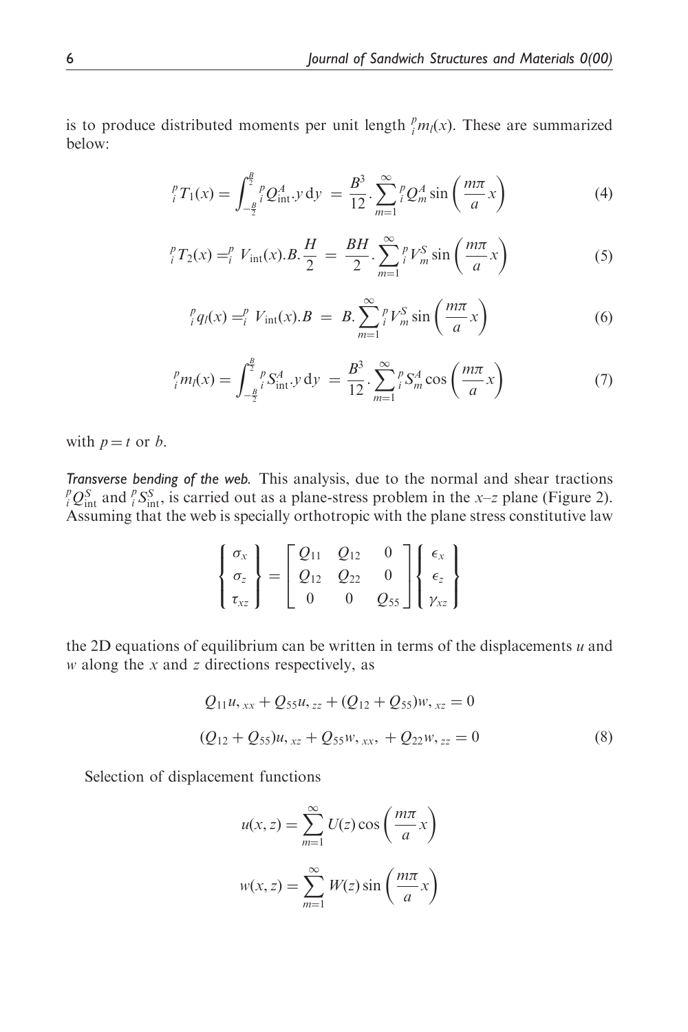is to produce distributed moments per unit length ${}^p_i m_l(x)$. These are summarized below:

$$ {}^p_i T_1(x) = \int_{-\frac{B}{2}}^{\frac{B}{2}} {}^p_i Q^A_{\text{int}}.y\,\mathrm{d}y \;=\; \frac{B^3}{12}.\sum_{m=1}^{\infty} {}^p_i Q^A_m \sin\left(\frac{m\pi}{a}x\right) \tag{4} $$

$$ {}^p_i T_2(x) = {}^p_i V_{\text{int}}(x).B.\frac{H}{2} \;=\; \frac{BH}{2}.\sum_{m=1}^{\infty} {}^p_i V^S_m \sin\left(\frac{m\pi}{a}x\right) \tag{5} $$

$$ {}^p_i q_l(x) = {}^p_i V_{\text{int}}(x).B \;=\; B.\sum_{m=1}^{\infty} {}^p_i V^S_m \sin\left(\frac{m\pi}{a}x\right) \tag{6} $$

$$ {}^p_i m_l(x) = \int_{-\frac{B}{2}}^{\frac{B}{2}} {}^p_i S^A_{\text{int}}.y\,\mathrm{d}y \;=\; \frac{B^3}{12}.\sum_{m=1}^{\infty} {}^p_i S^A_m \cos\left(\frac{m\pi}{a}x\right) \tag{7} $$

with $p = t$ or $b$.

*Transverse bending of the web.* This analysis, due to the normal and shear tractions ${}^p_i Q^S_{\text{int}}$ and ${}^p_i S^S_{\text{int}}$, is carried out as a plane-stress problem in the $x$–$z$ plane (Figure 2). Assuming that the web is specially orthotropic with the plane stress constitutive law

$$ \begin{Bmatrix} \sigma_x \\ \sigma_z \\ \tau_{xz} \end{Bmatrix} = \begin{bmatrix} Q_{11} & Q_{12} & 0 \\ Q_{12} & Q_{22} & 0 \\ 0 & 0 & Q_{55} \end{bmatrix} \begin{Bmatrix} \epsilon_x \\ \epsilon_z \\ \gamma_{xz} \end{Bmatrix} $$

the 2D equations of equilibrium can be written in terms of the displacements $u$ and $w$ along the $x$ and $z$ directions respectively, as

$$ \begin{aligned} &Q_{11}u_{,xx} + Q_{55}u_{,zz} + (Q_{12} + Q_{55})w_{,xz} = 0 \\ &(Q_{12} + Q_{55})u_{,xz} + Q_{55}w_{,xx}, + Q_{22}w_{,zz} = 0 \end{aligned} \tag{8} $$

Selection of displacement functions

$$ u(x,z) = \sum_{m=1}^{\infty} U(z)\cos\left(\frac{m\pi}{a}x\right) $$

$$ w(x,z) = \sum_{m=1}^{\infty} W(z)\sin\left(\frac{m\pi}{a}x\right) $$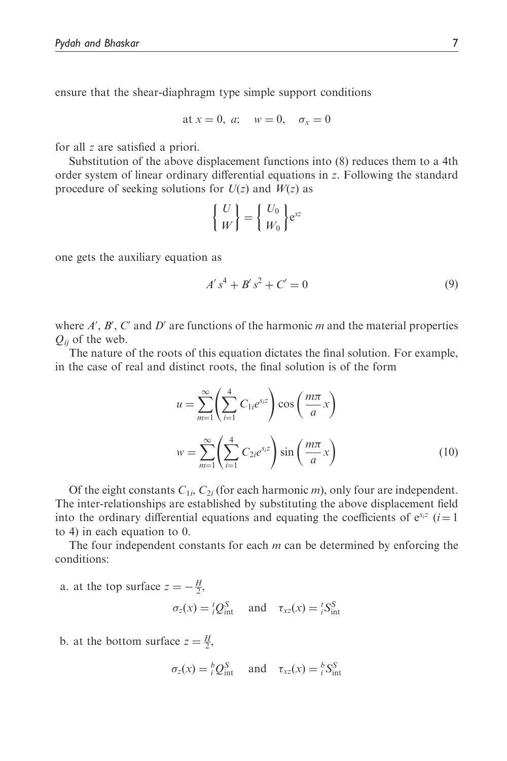ensure that the shear-diaphragm type simple support conditions

$$\text{at } x = 0,\ a; \quad w = 0, \quad \sigma_x = 0$$

for all $z$ are satisfied a priori.

Substitution of the above displacement functions into (8) reduces them to a 4th order system of linear ordinary differential equations in $z$. Following the standard procedure of seeking solutions for $U(z)$ and $W(z)$ as

$$\left\{ \begin{matrix} U \\ W \end{matrix} \right\} = \left\{ \begin{matrix} U_0 \\ W_0 \end{matrix} \right\} e^{sz}$$

one gets the auxiliary equation as

$$A' s^4 + B' s^2 + C' = 0 \tag{9}$$

where $A'$, $B'$, $C'$ and $D'$ are functions of the harmonic $m$ and the material properties $Q_{ij}$ of the web.

The nature of the roots of this equation dictates the final solution. For example, in the case of real and distinct roots, the final solution is of the form

$$u = \sum_{m=1}^{\infty} \left( \sum_{i=1}^{4} C_{1i} e^{s_i z} \right) \cos\left( \frac{m\pi}{a} x \right)$$

$$w = \sum_{m=1}^{\infty} \left( \sum_{i=1}^{4} C_{2i} e^{s_i z} \right) \sin\left( \frac{m\pi}{a} x \right) \tag{10}$$

Of the eight constants $C_{1i}$, $C_{2i}$ (for each harmonic $m$), only four are independent. The inter-relationships are established by substituting the above displacement field into the ordinary differential equations and equating the coefficients of $e^{s_i z}$ ($i = 1$ to 4) in each equation to 0.

The four independent constants for each $m$ can be determined by enforcing the conditions:

a. at the top surface $z = -\frac{H}{2}$,

$$\sigma_z(x) = {}_i^t Q_{\text{int}}^S \quad \text{and} \quad \tau_{xz}(x) = {}_i^t S_{\text{int}}^S$$

b. at the bottom surface $z = \frac{H}{2}$,

$$\sigma_z(x) = {}_i^b Q_{\text{int}}^S \quad \text{and} \quad \tau_{xz}(x) = {}_i^b S_{\text{int}}^S$$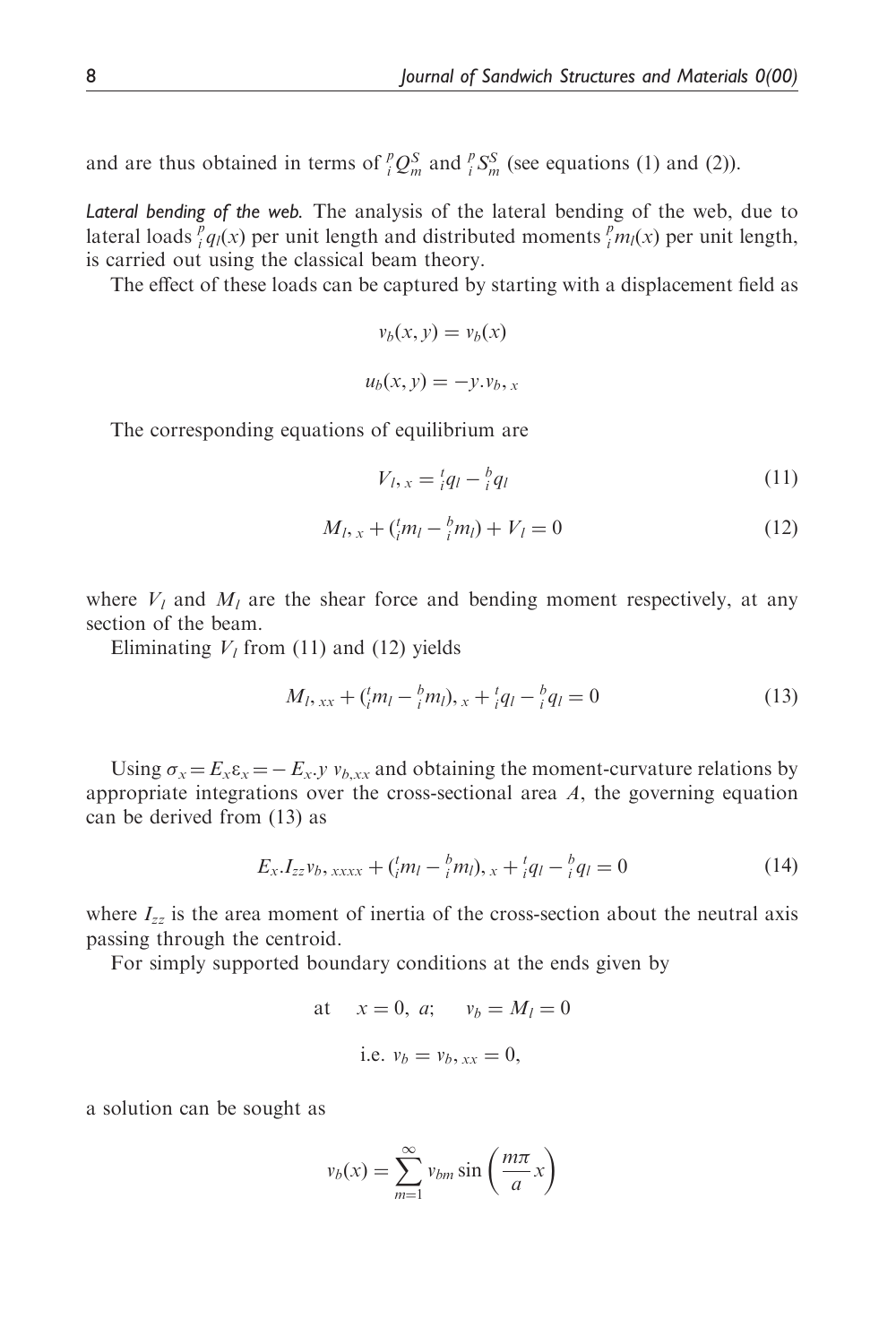and are thus obtained in terms of ${}^{p}_{i}Q^{S}_{m}$ and ${}^{p}_{i}S^{S}_{m}$ (see equations (1) and (2)).

*Lateral bending of the web.* The analysis of the lateral bending of the web, due to lateral loads ${}^{p}_{i}q_l(x)$ per unit length and distributed moments ${}^{p}_{i}m_l(x)$ per unit length, is carried out using the classical beam theory.

The effect of these loads can be captured by starting with a displacement field as

$$v_b(x, y) = v_b(x)$$

$$u_b(x, y) = -y.v_{b,x}$$

The corresponding equations of equilibrium are

$$V_{l,x} = {}^{t}_{i}q_l - {}^{b}_{i}q_l \tag{11}$$

$$M_{l,x} + ({}^{t}_{i}m_l - {}^{b}_{i}m_l) + V_l = 0 \tag{12}$$

where $V_l$ and $M_l$ are the shear force and bending moment respectively, at any section of the beam.

Eliminating $V_l$ from (11) and (12) yields

$$M_{l,xx} + ({}^{t}_{i}m_l - {}^{b}_{i}m_l)_{,x} + {}^{t}_{i}q_l - {}^{b}_{i}q_l = 0 \tag{13}$$

Using $\sigma_x = E_x\varepsilon_x = -E_x.y\; v_{b,xx}$ and obtaining the moment-curvature relations by appropriate integrations over the cross-sectional area $A$, the governing equation can be derived from (13) as

$$E_x.I_{zz}v_{b,xxxx} + ({}^{t}_{i}m_l - {}^{b}_{i}m_l)_{,x} + {}^{t}_{i}q_l - {}^{b}_{i}q_l = 0 \tag{14}$$

where $I_{zz}$ is the area moment of inertia of the cross-section about the neutral axis passing through the centroid.

For simply supported boundary conditions at the ends given by

$$\text{at} \quad x = 0,\; a; \quad v_b = M_l = 0$$

$$\text{i.e. } v_b = v_{b,xx} = 0,$$

a solution can be sought as

$$v_b(x) = \sum_{m=1}^{\infty} v_{bm} \sin\left(\frac{m\pi}{a}x\right)$$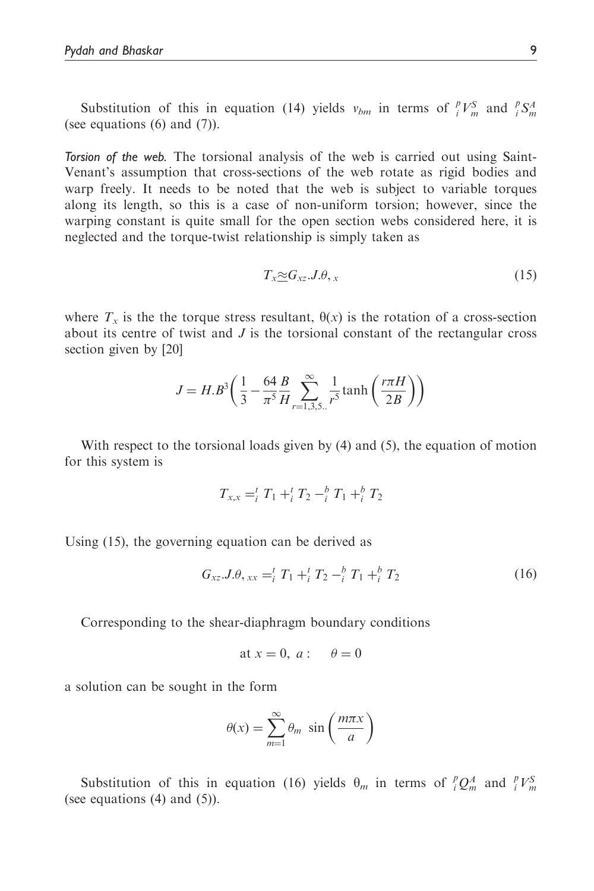Substitution of this in equation (14) yields $v_{bm}$ in terms of ${}^p_iV^S_m$ and ${}^p_iS^A_m$ (see equations (6) and (7)).

*Torsion of the web.* The torsional analysis of the web is carried out using Saint-Venant's assumption that cross-sections of the web rotate as rigid bodies and warp freely. It needs to be noted that the web is subject to variable torques along its length, so this is a case of non-uniform torsion; however, since the warping constant is quite small for the open section webs considered here, it is neglected and the torque-twist relationship is simply taken as

$$T_x \approxeq G_{xz}.J.\theta,_x \tag{15}$$

where $T_x$ is the the torque stress resultant, $\theta(x)$ is the rotation of a cross-section about its centre of twist and $J$ is the torsional constant of the rectangular cross section given by [20]

$$J = H.B^3\left(\frac{1}{3} - \frac{64}{\pi^5}\frac{B}{H}\sum_{r=1,3,5..}^{\infty}\frac{1}{r^5}\tanh\left(\frac{r\pi H}{2B}\right)\right)$$

With respect to the torsional loads given by (4) and (5), the equation of motion for this system is

$$T_{x,x} = {}^t_iT_1 + {}^t_iT_2 - {}^b_iT_1 + {}^b_iT_2$$

Using (15), the governing equation can be derived as

$$G_{xz}.J.\theta,_{xx} = {}^t_iT_1 + {}^t_iT_2 - {}^b_iT_1 + {}^b_iT_2 \tag{16}$$

Corresponding to the shear-diaphragm boundary conditions

$$\text{at } x = 0,\ a: \quad \theta = 0$$

a solution can be sought in the form

$$\theta(x) = \sum_{m=1}^{\infty}\theta_m \sin\left(\frac{m\pi x}{a}\right)$$

Substitution of this in equation (16) yields $\theta_m$ in terms of ${}^p_iQ^A_m$ and ${}^p_iV^S_m$ (see equations (4) and (5)).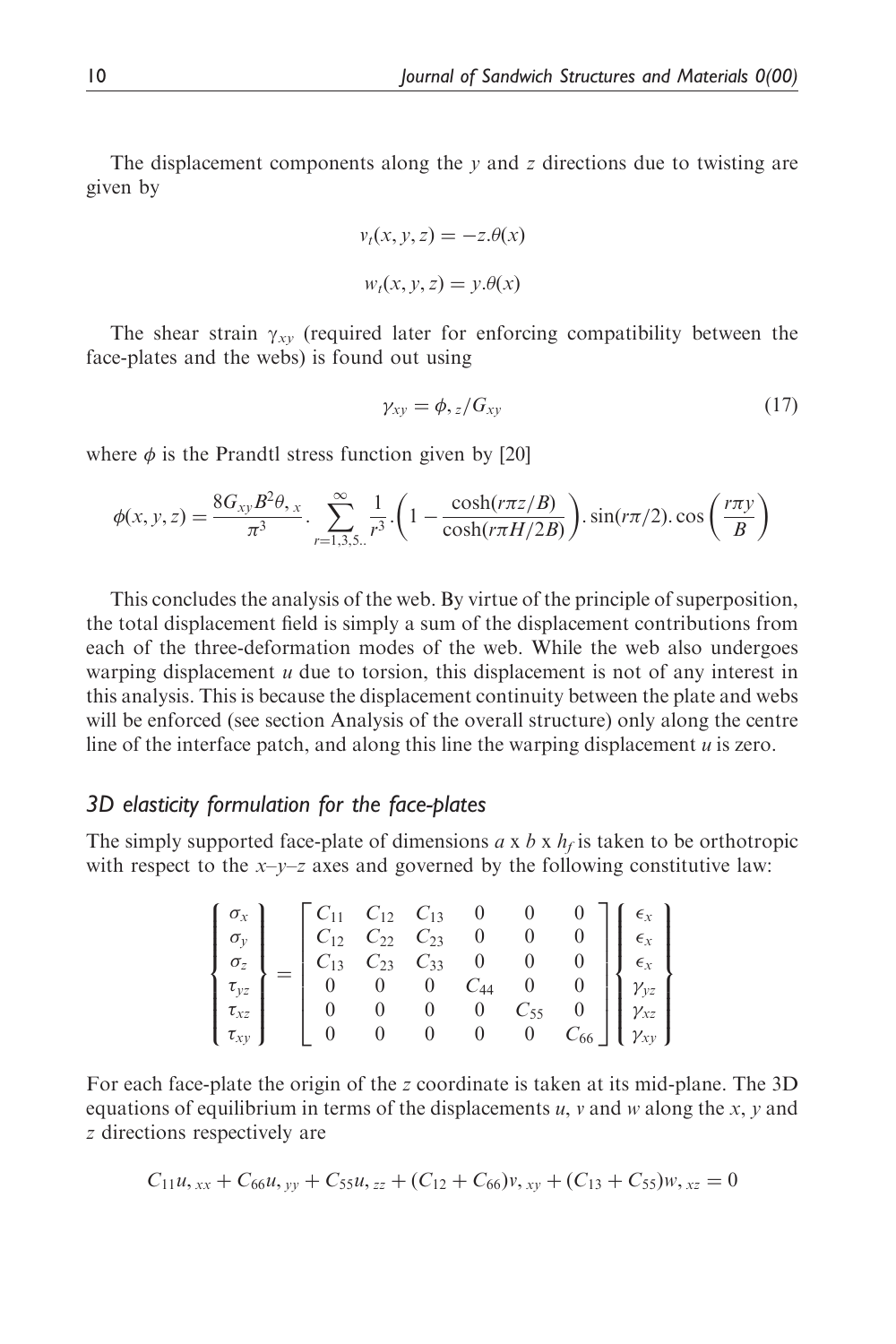The displacement components along the $y$ and $z$ directions due to twisting are given by

$$v_t(x, y, z) = -z.\theta(x)$$

$$w_t(x, y, z) = y.\theta(x)$$

The shear strain $\gamma_{xy}$ (required later for enforcing compatibility between the face-plates and the webs) is found out using

$$\gamma_{xy} = \phi,_{z}/G_{xy} \tag{17}$$

where $\phi$ is the Prandtl stress function given by [20]

$$\phi(x, y, z) = \frac{8G_{xy}B^2\theta,_{x}}{\pi^3}.\sum_{r=1,3,5..}^{\infty}\frac{1}{r^3}.\left(1 - \frac{\cosh(r\pi z/B)}{\cosh(r\pi H/2B)}\right).\sin(r\pi/2).\cos\left(\frac{r\pi y}{B}\right)$$

This concludes the analysis of the web. By virtue of the principle of superposition, the total displacement field is simply a sum of the displacement contributions from each of the three-deformation modes of the web. While the web also undergoes warping displacement $u$ due to torsion, this displacement is not of any interest in this analysis. This is because the displacement continuity between the plate and webs will be enforced (see section Analysis of the overall structure) only along the centre line of the interface patch, and along this line the warping displacement $u$ is zero.

## 3D elasticity formulation for the face-plates

The simply supported face-plate of dimensions $a$ x $b$ x $h_f$ is taken to be orthotropic with respect to the $x$–$y$–$z$ axes and governed by the following constitutive law:

$$\begin{Bmatrix} \sigma_x \\ \sigma_y \\ \sigma_z \\ \tau_{yz} \\ \tau_{xz} \\ \tau_{xy} \end{Bmatrix} = \begin{bmatrix} C_{11} & C_{12} & C_{13} & 0 & 0 & 0 \\ C_{12} & C_{22} & C_{23} & 0 & 0 & 0 \\ C_{13} & C_{23} & C_{33} & 0 & 0 & 0 \\ 0 & 0 & 0 & C_{44} & 0 & 0 \\ 0 & 0 & 0 & 0 & C_{55} & 0 \\ 0 & 0 & 0 & 0 & 0 & C_{66} \end{bmatrix} \begin{Bmatrix} \epsilon_x \\ \epsilon_x \\ \epsilon_x \\ \gamma_{yz} \\ \gamma_{xz} \\ \gamma_{xy} \end{Bmatrix}$$

For each face-plate the origin of the $z$ coordinate is taken at its mid-plane. The 3D equations of equilibrium in terms of the displacements $u$, $v$ and $w$ along the $x$, $y$ and $z$ directions respectively are

$$C_{11}u,_{xx} + C_{66}u,_{yy} + C_{55}u,_{zz} + (C_{12} + C_{66})v,_{xy} + (C_{13} + C_{55})w,_{xz} = 0$$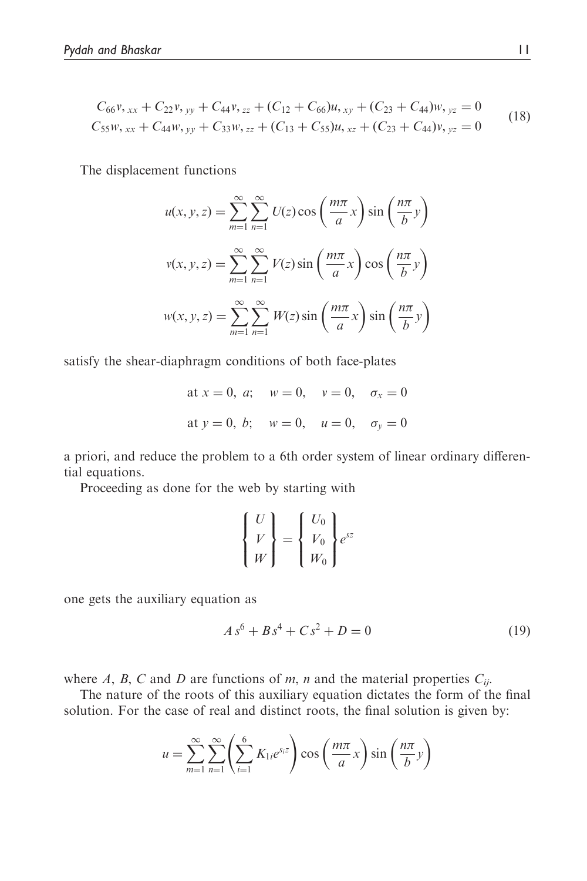$$
\begin{aligned}
&C_{66}v,_{xx} + C_{22}v,_{yy} + C_{44}v,_{zz} + (C_{12} + C_{66})u,_{xy} + (C_{23} + C_{44})w,_{yz} = 0 \\
&C_{55}w,_{xx} + C_{44}w,_{yy} + C_{33}w,_{zz} + (C_{13} + C_{55})u,_{xz} + (C_{23} + C_{44})v,_{yz} = 0
\end{aligned}
\tag{18}
$$

The displacement functions

$$
u(x, y, z) = \sum_{m=1}^{\infty} \sum_{n=1}^{\infty} U(z) \cos\left(\frac{m\pi}{a}x\right) \sin\left(\frac{n\pi}{b}y\right)
$$

$$
v(x, y, z) = \sum_{m=1}^{\infty} \sum_{n=1}^{\infty} V(z) \sin\left(\frac{m\pi}{a}x\right) \cos\left(\frac{n\pi}{b}y\right)
$$

$$
w(x, y, z) = \sum_{m=1}^{\infty} \sum_{n=1}^{\infty} W(z) \sin\left(\frac{m\pi}{a}x\right) \sin\left(\frac{n\pi}{b}y\right)
$$

satisfy the shear-diaphragm conditions of both face-plates

$$
\text{at } x = 0,\ a; \quad w = 0, \quad v = 0, \quad \sigma_x = 0
$$

$$
\text{at } y = 0,\ b; \quad w = 0, \quad u = 0, \quad \sigma_y = 0
$$

a priori, and reduce the problem to a 6th order system of linear ordinary differential equations.

Proceeding as done for the web by starting with

$$
\begin{Bmatrix} U \\ V \\ W \end{Bmatrix} = \begin{Bmatrix} U_0 \\ V_0 \\ W_0 \end{Bmatrix} e^{sz}
$$

one gets the auxiliary equation as

$$
A\,s^6 + B\,s^4 + C\,s^2 + D = 0 \tag{19}
$$

where $A$, $B$, $C$ and $D$ are functions of $m$, $n$ and the material properties $C_{ij}$.

The nature of the roots of this auxiliary equation dictates the form of the final solution. For the case of real and distinct roots, the final solution is given by:

$$
u = \sum_{m=1}^{\infty} \sum_{n=1}^{\infty} \left( \sum_{i=1}^{6} K_{1i} e^{s_i z} \right) \cos\left(\frac{m\pi}{a}x\right) \sin\left(\frac{n\pi}{b}y\right)
$$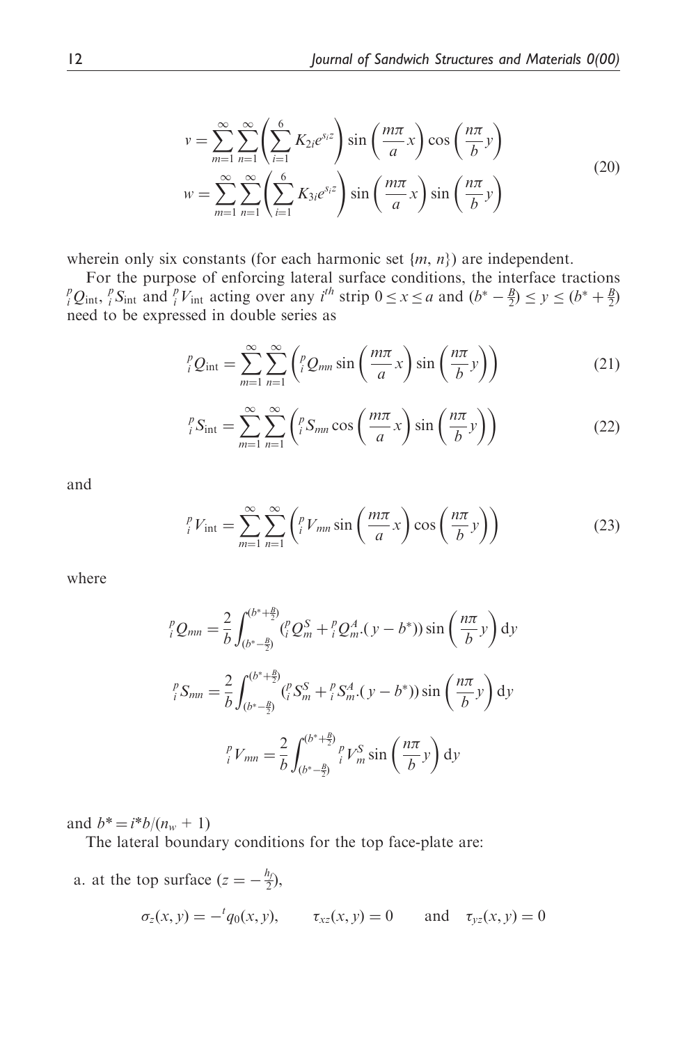$$v = \sum_{m=1}^{\infty} \sum_{n=1}^{\infty} \left( \sum_{i=1}^{6} K_{2i} e^{s_i z} \right) \sin\left(\frac{m\pi}{a} x\right) \cos\left(\frac{n\pi}{b} y\right)$$

$$w = \sum_{m=1}^{\infty} \sum_{n=1}^{\infty} \left( \sum_{i=1}^{6} K_{3i} e^{s_i z} \right) \sin\left(\frac{m\pi}{a} x\right) \sin\left(\frac{n\pi}{b} y\right) \tag{20}$$

wherein only six constants (for each harmonic set $\{m, n\}$) are independent.

For the purpose of enforcing lateral surface conditions, the interface tractions ${}^{p}_{i}Q_{\text{int}}$, ${}^{p}_{i}S_{\text{int}}$ and ${}^{p}_{i}V_{\text{int}}$ acting over any $i^{th}$ strip $0 \le x \le a$ and $(b^* - \frac{B}{2}) \le y \le (b^* + \frac{B}{2})$ need to be expressed in double series as

$${}^{p}_{i}Q_{\text{int}} = \sum_{m=1}^{\infty} \sum_{n=1}^{\infty} \left( {}^{p}_{i}Q_{mn} \sin\left(\frac{m\pi}{a} x\right) \sin\left(\frac{n\pi}{b} y\right) \right) \tag{21}$$

$${}^{p}_{i}S_{\text{int}} = \sum_{m=1}^{\infty} \sum_{n=1}^{\infty} \left( {}^{p}_{i}S_{mn} \cos\left(\frac{m\pi}{a} x\right) \sin\left(\frac{n\pi}{b} y\right) \right) \tag{22}$$

and

$${}^{p}_{i}V_{\text{int}} = \sum_{m=1}^{\infty} \sum_{n=1}^{\infty} \left( {}^{p}_{i}V_{mn} \sin\left(\frac{m\pi}{a} x\right) \cos\left(\frac{n\pi}{b} y\right) \right) \tag{23}$$

where

$${}^{p}_{i}Q_{mn} = \frac{2}{b} \int_{(b^* - \frac{B}{2})}^{(b^* + \frac{B}{2})} \left( {}^{p}_{i}Q^{S}_{m} + {}^{p}_{i}Q^{A}_{m} . (y - b^*) \right) \sin\left(\frac{n\pi}{b} y\right) \mathrm{d}y$$

$${}^{p}_{i}S_{mn} = \frac{2}{b} \int_{(b^* - \frac{B}{2})}^{(b^* + \frac{B}{2})} \left( {}^{p}_{i}S^{S}_{m} + {}^{p}_{i}S^{A}_{m} . (y - b^*) \right) \sin\left(\frac{n\pi}{b} y\right) \mathrm{d}y$$

$${}^{p}_{i}V_{mn} = \frac{2}{b} \int_{(b^* - \frac{B}{2})}^{(b^* + \frac{B}{2})} {}^{p}_{i}V^{S}_{m} \sin\left(\frac{n\pi}{b} y\right) \mathrm{d}y$$

and $b^* = i^* b/(n_w + 1)$

The lateral boundary conditions for the top face-plate are:

a. at the top surface $(z = -\frac{h_f}{2})$,

$$\sigma_z(x, y) = -{}^{t}q_0(x, y), \qquad \tau_{xz}(x, y) = 0 \qquad \text{and} \quad \tau_{yz}(x, y) = 0$$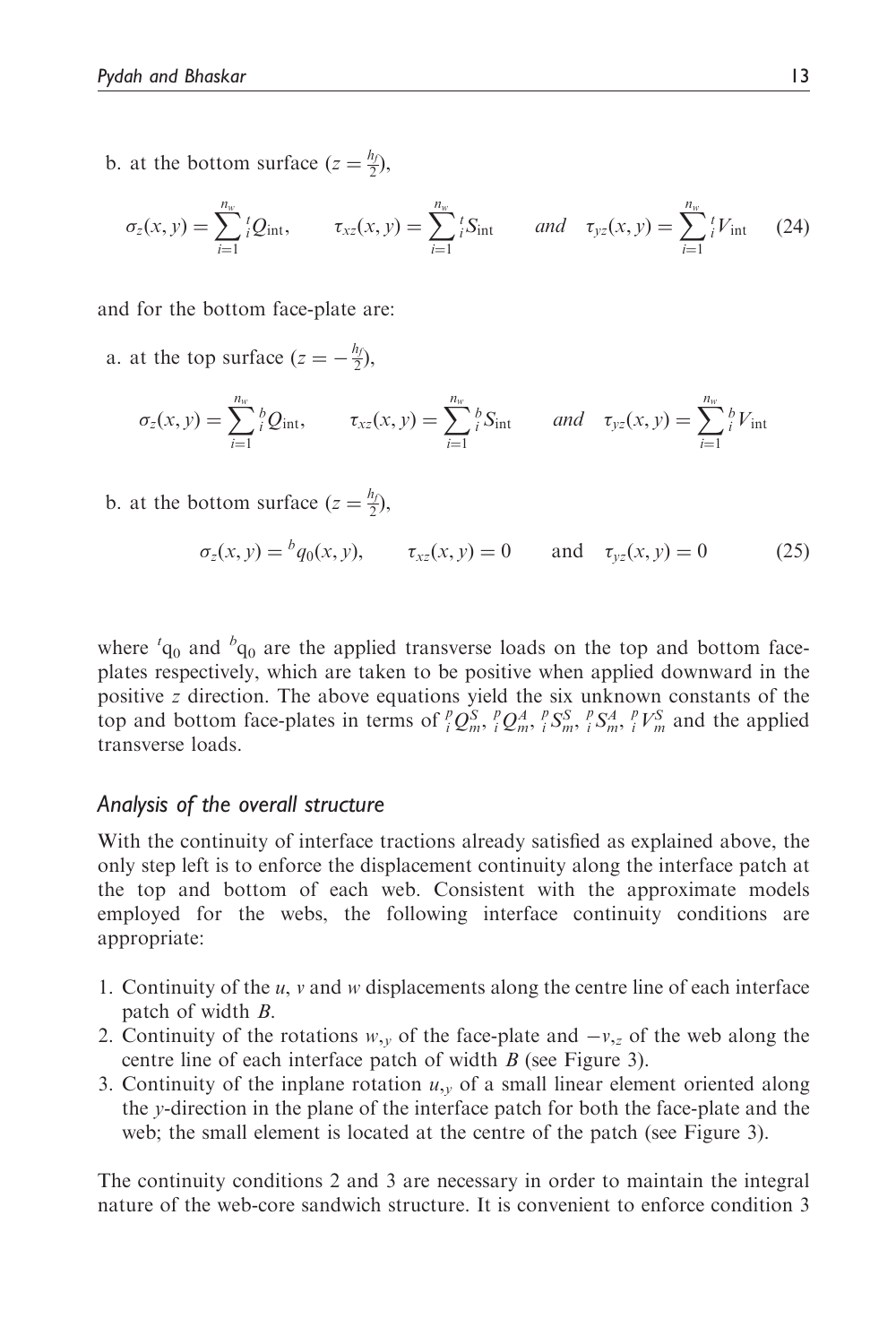b. at the bottom surface ($z = \frac{h_f}{2}$),

$$\sigma_z(x, y) = \sum_{i=1}^{n_w} {}_i^t Q_{\text{int}}, \qquad \tau_{xz}(x, y) = \sum_{i=1}^{n_w} {}_i^t S_{\text{int}} \qquad \textit{and} \quad \tau_{yz}(x, y) = \sum_{i=1}^{n_w} {}_i^t V_{\text{int}} \tag{24}$$

and for the bottom face-plate are:

a. at the top surface ($z = -\frac{h_f}{2}$),

$$\sigma_z(x, y) = \sum_{i=1}^{n_w} {}_i^b Q_{\text{int}}, \qquad \tau_{xz}(x, y) = \sum_{i=1}^{n_w} {}_i^b S_{\text{int}} \qquad \textit{and} \quad \tau_{yz}(x, y) = \sum_{i=1}^{n_w} {}_i^b V_{\text{int}}$$

b. at the bottom surface ($z = \frac{h_f}{2}$),

$$\sigma_z(x, y) = {}^b q_0(x, y), \qquad \tau_{xz}(x, y) = 0 \qquad \text{and} \quad \tau_{yz}(x, y) = 0 \tag{25}$$

where ${}^t\mathrm{q}_0$ and ${}^b\mathrm{q}_0$ are the applied transverse loads on the top and bottom face-plates respectively, which are taken to be positive when applied downward in the positive $z$ direction. The above equations yield the six unknown constants of the top and bottom face-plates in terms of ${}_i^p Q_m^S$, ${}_i^p Q_m^A$, ${}_i^p S_m^S$, ${}_i^p S_m^A$, ${}_i^p V_m^S$ and the applied transverse loads.

## Analysis of the overall structure

With the continuity of interface tractions already satisfied as explained above, the only step left is to enforce the displacement continuity along the interface patch at the top and bottom of each web. Consistent with the approximate models employed for the webs, the following interface continuity conditions are appropriate:

1. Continuity of the $u$, $v$ and $w$ displacements along the centre line of each interface patch of width $B$.
2. Continuity of the rotations $w_{,y}$ of the face-plate and $-v_{,z}$ of the web along the centre line of each interface patch of width $B$ (see Figure 3).
3. Continuity of the inplane rotation $u_{,y}$ of a small linear element oriented along the $y$-direction in the plane of the interface patch for both the face-plate and the web; the small element is located at the centre of the patch (see Figure 3).

The continuity conditions 2 and 3 are necessary in order to maintain the integral nature of the web-core sandwich structure. It is convenient to enforce condition 3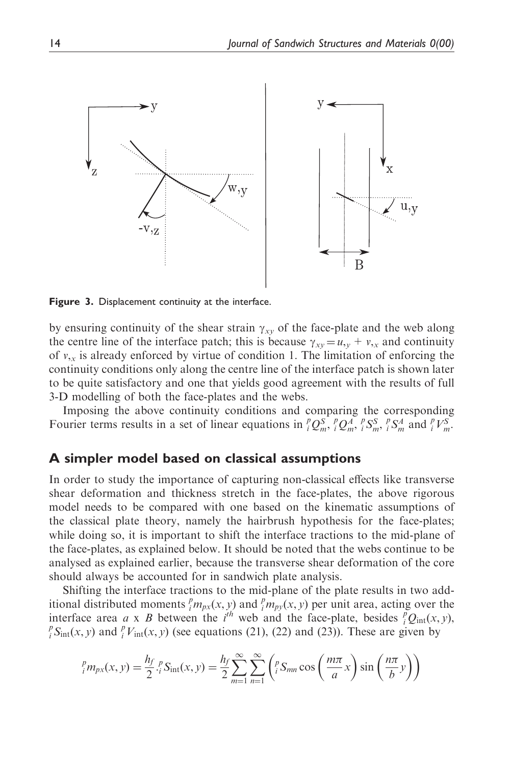**Figure 3.** Displacement continuity at the interface.

by ensuring continuity of the shear strain $\gamma_{xy}$ of the face-plate and the web along the centre line of the interface patch; this is because $\gamma_{xy} = u_{,y} + v_{,x}$ and continuity of $v_{,x}$ is already enforced by virtue of condition 1. The limitation of enforcing the continuity conditions only along the centre line of the interface patch is shown later to be quite satisfactory and one that yields good agreement with the results of full 3-D modelling of both the face-plates and the webs.

Imposing the above continuity conditions and comparing the corresponding Fourier terms results in a set of linear equations in ${}_i^pQ_m^S$, ${}_i^pQ_m^A$, ${}_i^pS_m^S$, ${}_i^pS_m^A$ and ${}_i^pV_m^S$.

## A simpler model based on classical assumptions

In order to study the importance of capturing non-classical effects like transverse shear deformation and thickness stretch in the face-plates, the above rigorous model needs to be compared with one based on the kinematic assumptions of the classical plate theory, namely the hairbrush hypothesis for the face-plates; while doing so, it is important to shift the interface tractions to the mid-plane of the face-plates, as explained below. It should be noted that the webs continue to be analysed as explained earlier, because the transverse shear deformation of the core should always be accounted for in sandwich plate analysis.

Shifting the interface tractions to the mid-plane of the plate results in two additional distributed moments ${}_i^pm_{px}(x,y)$ and ${}_i^pm_{py}(x,y)$ per unit area, acting over the interface area $a$ x $B$ between the $i^{th}$ web and the face-plate, besides ${}_i^pQ_{\text{int}}(x,y)$, ${}_i^pS_{\text{int}}(x,y)$ and ${}_i^pV_{\text{int}}(x,y)$ (see equations (21), (22) and (23)). These are given by

$$ {}_i^pm_{px}(x,y) = \frac{h_f}{2}\,{}_i^pS_{\text{int}}(x,y) = \frac{h_f}{2}\sum_{m=1}^{\infty}\sum_{n=1}^{\infty}\left({}_i^pS_{mn}\cos\left(\frac{m\pi}{a}x\right)\sin\left(\frac{n\pi}{b}y\right)\right) $$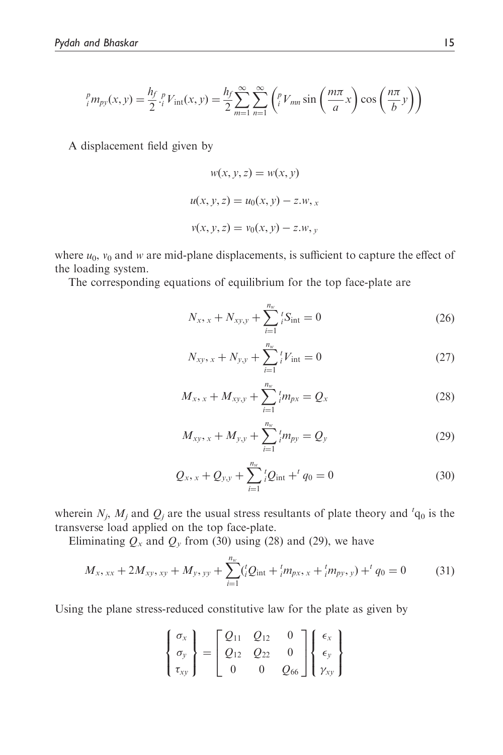$$ {}^{p}_{i}m_{py}(x, y) = \frac{h_f}{2} \cdot {}^{p}_{i}V_{\text{int}}(x, y) = \frac{h_f}{2} \sum_{m=1}^{\infty} \sum_{n=1}^{\infty} \left( {}^{p}_{i}V_{mn} \sin\left(\frac{m\pi}{a}x\right) \cos\left(\frac{n\pi}{b}y\right) \right) $$

A displacement field given by

$$ w(x, y, z) = w(x, y) $$

$$ u(x, y, z) = u_0(x, y) - z.w,_{x} $$

$$ v(x, y, z) = v_0(x, y) - z.w,_{y} $$

where $u_0$, $v_0$ and $w$ are mid-plane displacements, is sufficient to capture the effect of the loading system.

The corresponding equations of equilibrium for the top face-plate are

$$ N_{x},_{x} + N_{xy,y} + \sum_{i=1}^{n_w} {}^{t}_{i}S_{\text{int}} = 0 \tag{26} $$

$$ N_{xy},_{x} + N_{y,y} + \sum_{i=1}^{n_w} {}^{t}_{i}V_{\text{int}} = 0 \tag{27} $$

$$ M_{x},_{x} + M_{xy,y} + \sum_{i=1}^{n_w} {}^{t}_{i}m_{px} = Q_x \tag{28} $$

$$ M_{xy},_{x} + M_{y,y} + \sum_{i=1}^{n_w} {}^{t}_{i}m_{py} = Q_y \tag{29} $$

$$ Q_{x},_{x} + Q_{y,y} + \sum_{i=1}^{n_w} {}^{t}_{i}Q_{\text{int}} + {}^{t}q_0 = 0 \tag{30} $$

wherein $N_j$, $M_j$ and $Q_j$ are the usual stress resultants of plate theory and ${}^{t}q_0$ is the transverse load applied on the top face-plate.

Eliminating $Q_x$ and $Q_y$ from (30) using (28) and (29), we have

$$ M_{x},_{xx} + 2M_{xy},_{xy} + M_{y},_{yy} + \sum_{i=1}^{n_w} ({}^{t}_{i}Q_{\text{int}} + {}^{t}_{i}m_{px},_{x} + {}^{t}_{i}m_{py},_{y}) + {}^{t}q_0 = 0 \tag{31} $$

Using the plane stress-reduced constitutive law for the plate as given by

$$ \begin{Bmatrix} \sigma_x \\ \sigma_y \\ \tau_{xy} \end{Bmatrix} = \begin{bmatrix} Q_{11} & Q_{12} & 0 \\ Q_{12} & Q_{22} & 0 \\ 0 & 0 & Q_{66} \end{bmatrix} \begin{Bmatrix} \epsilon_x \\ \epsilon_y \\ \gamma_{xy} \end{Bmatrix} $$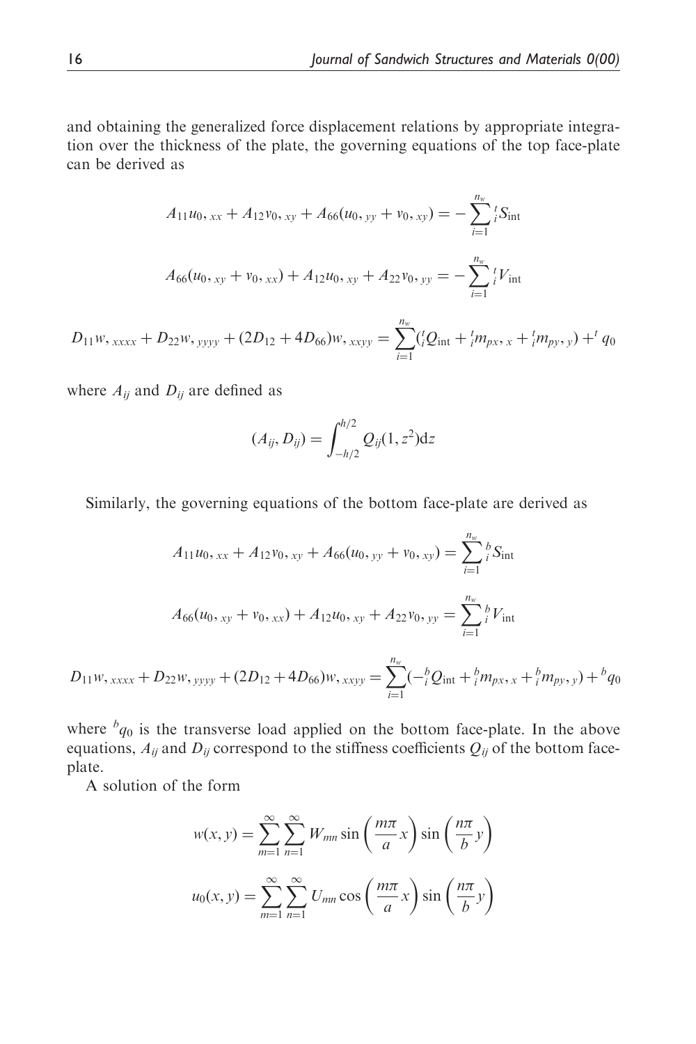and obtaining the generalized force displacement relations by appropriate integration over the thickness of the plate, the governing equations of the top face-plate can be derived as

$$A_{11}u_{0,xx} + A_{12}v_{0,xy} + A_{66}(u_{0,yy} + v_{0,xy}) = -\sum_{i=1}^{n_w} {}^t_i S_{\text{int}}$$

$$A_{66}(u_{0,xy} + v_{0,xx}) + A_{12}u_{0,xy} + A_{22}v_{0,yy} = -\sum_{i=1}^{n_w} {}^t_i V_{\text{int}}$$

$$D_{11}w_{,xxxx} + D_{22}w_{,yyyy} + (2D_{12} + 4D_{66})w_{,xxyy} = \sum_{i=1}^{n_w} ({}^t_i Q_{\text{int}} + {}^t_i m_{px,x} + {}^t_i m_{py,y}) + {}^t q_0$$

where $A_{ij}$ and $D_{ij}$ are defined as

$$(A_{ij}, D_{ij}) = \int_{-h/2}^{h/2} Q_{ij}(1, z^2)\text{d}z$$

Similarly, the governing equations of the bottom face-plate are derived as

$$A_{11}u_{0,xx} + A_{12}v_{0,xy} + A_{66}(u_{0,yy} + v_{0,xy}) = \sum_{i=1}^{n_w} {}^b_i S_{\text{int}}$$

$$A_{66}(u_{0,xy} + v_{0,xx}) + A_{12}u_{0,xy} + A_{22}v_{0,yy} = \sum_{i=1}^{n_w} {}^b_i V_{\text{int}}$$

$$D_{11}w_{,xxxx} + D_{22}w_{,yyyy} + (2D_{12} + 4D_{66})w_{,xxyy} = \sum_{i=1}^{n_w} (-{}^b_i Q_{\text{int}} + {}^b_i m_{px,x} + {}^b_i m_{py,y}) + {}^b q_0$$

where ${}^b q_0$ is the transverse load applied on the bottom face-plate. In the above equations, $A_{ij}$ and $D_{ij}$ correspond to the stiffness coefficients $Q_{ij}$ of the bottom face-plate.

A solution of the form

$$w(x,y) = \sum_{m=1}^{\infty}\sum_{n=1}^{\infty} W_{mn} \sin\left(\frac{m\pi}{a}x\right)\sin\left(\frac{n\pi}{b}y\right)$$

$$u_0(x,y) = \sum_{m=1}^{\infty}\sum_{n=1}^{\infty} U_{mn} \cos\left(\frac{m\pi}{a}x\right)\sin\left(\frac{n\pi}{b}y\right)$$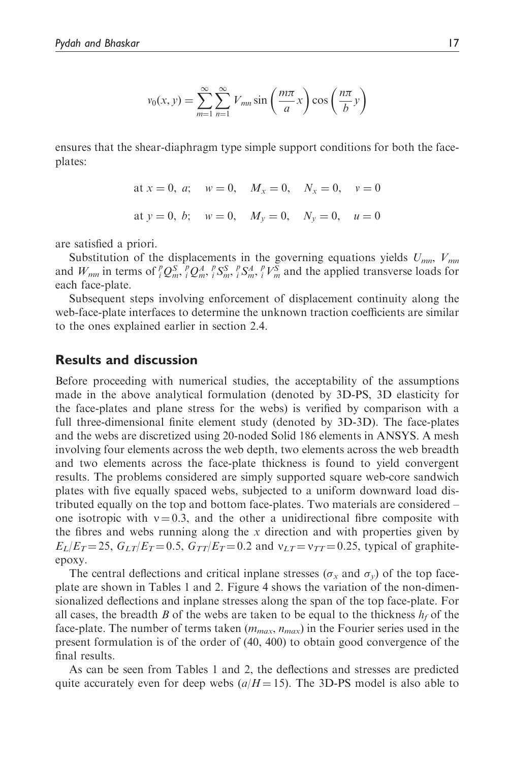$$v_0(x, y) = \sum_{m=1}^{\infty}\sum_{n=1}^{\infty} V_{mn} \sin\left(\frac{m\pi}{a}x\right)\cos\left(\frac{n\pi}{b}y\right)$$

ensures that the shear-diaphragm type simple support conditions for both the face-plates:

$$\text{at } x = 0,\ a; \quad w = 0, \quad M_x = 0, \quad N_x = 0, \quad v = 0$$

$$\text{at } y = 0,\ b; \quad w = 0, \quad M_y = 0, \quad N_y = 0, \quad u = 0$$

are satisfied a priori.

Substitution of the displacements in the governing equations yields $U_{mn}$, $V_{mn}$ and $W_{mn}$ in terms of ${}_i^pQ_m^S$, ${}_i^pQ_m^A$, ${}_i^pS_m^S$, ${}_i^pS_m^A$, ${}_i^pV_m^S$ and the applied transverse loads for each face-plate.

Subsequent steps involving enforcement of displacement continuity along the web-face-plate interfaces to determine the unknown traction coefficients are similar to the ones explained earlier in section 2.4.

## Results and discussion

Before proceeding with numerical studies, the acceptability of the assumptions made in the above analytical formulation (denoted by 3D-PS, 3D elasticity for the face-plates and plane stress for the webs) is verified by comparison with a full three-dimensional finite element study (denoted by 3D-3D). The face-plates and the webs are discretized using 20-noded Solid 186 elements in ANSYS. A mesh involving four elements across the web depth, two elements across the web breadth and two elements across the face-plate thickness is found to yield convergent results. The problems considered are simply supported square web-core sandwich plates with five equally spaced webs, subjected to a uniform downward load distributed equally on the top and bottom face-plates. Two materials are considered – one isotropic with $\nu = 0.3$, and the other a unidirectional fibre composite with the fibres and webs running along the $x$ direction and with properties given by $E_L/E_T = 25$, $G_{LT}/E_T = 0.5$, $G_{TT}/E_T = 0.2$ and $\nu_{LT} = \nu_{TT} = 0.25$, typical of graphite-epoxy.

The central deflections and critical inplane stresses ($\sigma_x$ and $\sigma_y$) of the top face-plate are shown in Tables 1 and 2. Figure 4 shows the variation of the non-dimensionalized deflections and inplane stresses along the span of the top face-plate. For all cases, the breadth $B$ of the webs are taken to be equal to the thickness $h_f$ of the face-plate. The number of terms taken ($m_{max}$, $n_{max}$) in the Fourier series used in the present formulation is of the order of (40, 400) to obtain good convergence of the final results.

As can be seen from Tables 1 and 2, the deflections and stresses are predicted quite accurately even for deep webs ($a/H = 15$). The 3D-PS model is also able to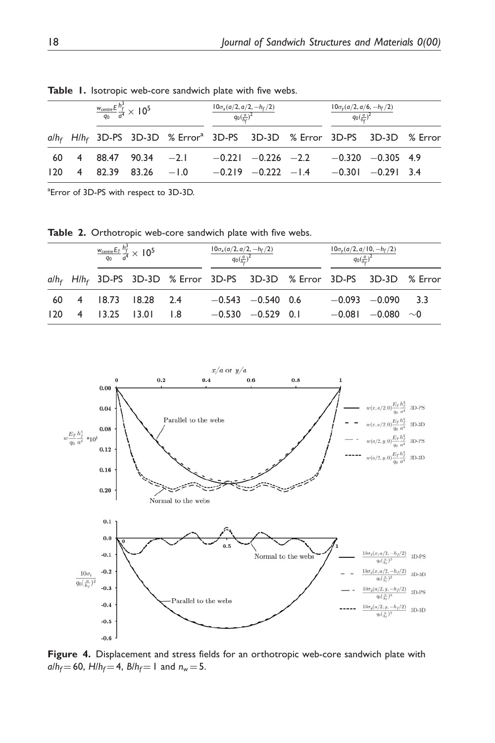**Table 1.** Isotropic web-core sandwich plate with five webs.

| | | $\frac{w_{centre}E}{q_0}\frac{h_f^3}{a^4} \times 10^5$ | | | $\frac{10\sigma_x(a/2, a/2, -h_f/2)}{q_0(\frac{a}{h_f})^2}$ | | | $\frac{10\sigma_y(a/2, a/6, -h_f/2)}{q_0(\frac{a}{h_f})^2}$ | | |
|---|---|---|---|---|---|---|---|---|---|---|
| $a/h_f$ | $H/h_f$ | 3D-PS | 3D-3D | % Error[a] | 3D-PS | 3D-3D | % Error | 3D-PS | 3D-3D | % Error |
| 60 | 4 | 88.47 | 90.34 | −2.1 | −0.221 | −0.226 | −2.2 | −0.320 | −0.305 | 4.9 |
| 120 | 4 | 82.39 | 83.26 | −1.0 | −0.219 | −0.222 | −1.4 | −0.301 | −0.291 | 3.4 |

[a]Error of 3D-PS with respect to 3D-3D.

**Table 2.** Orthotropic web-core sandwich plate with five webs.

| | | $\frac{w_{centre}E_T}{q_0}\frac{h_f^3}{a^4} \times 10^5$ | | | $\frac{10\sigma_x(a/2, a/2, -h_f/2)}{q_0(\frac{a}{h_f})^2}$ | | | $\frac{10\sigma_y(a/2, a/10, -h_f/2)}{q_0(\frac{a}{h_f})^2}$ | | |
|---|---|---|---|---|---|---|---|---|---|---|
| $a/h_f$ | $H/h_f$ | 3D-PS | 3D-3D | % Error | 3D-PS | 3D-3D | % Error | 3D-PS | 3D-3D | % Error |
| 60 | 4 | 18.73 | 18.28 | 2.4 | −0.543 | −0.540 | 0.6 | −0.093 | −0.090 | 3.3 |
| 120 | 4 | 13.25 | 13.01 | 1.8 | −0.530 | −0.529 | 0.1 | −0.081 | −0.080 | ~0 |

**Figure 4.** Displacement and stress fields for an orthotropic web-core sandwich plate with $a/h_f = 60$, $H/h_f = 4$, $B/h_f = 1$ and $n_w = 5$.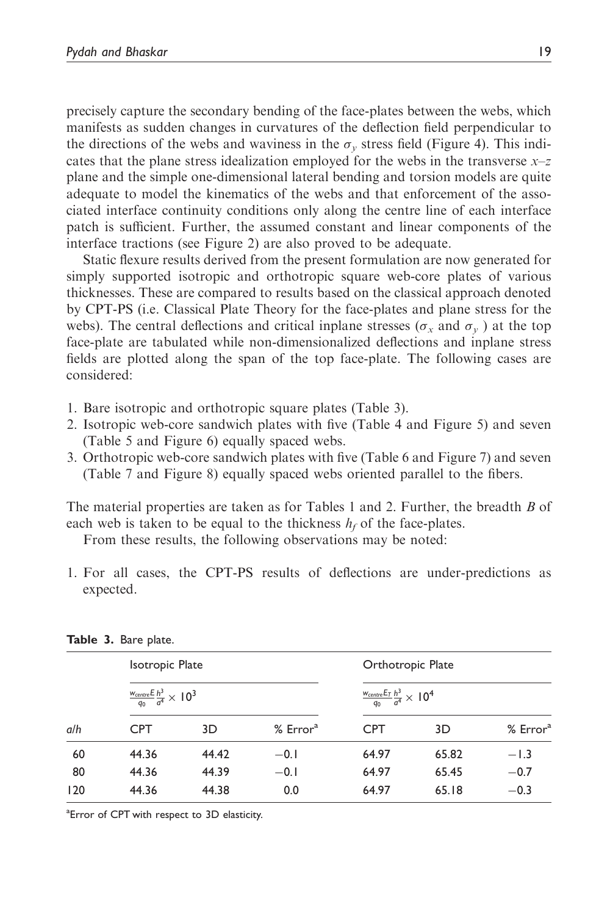precisely capture the secondary bending of the face-plates between the webs, which manifests as sudden changes in curvatures of the deflection field perpendicular to the directions of the webs and waviness in the $\sigma_y$ stress field (Figure 4). This indicates that the plane stress idealization employed for the webs in the transverse $x$–$z$ plane and the simple one-dimensional lateral bending and torsion models are quite adequate to model the kinematics of the webs and that enforcement of the associated interface continuity conditions only along the centre line of each interface patch is sufficient. Further, the assumed constant and linear components of the interface tractions (see Figure 2) are also proved to be adequate.

Static flexure results derived from the present formulation are now generated for simply supported isotropic and orthotropic square web-core plates of various thicknesses. These are compared to results based on the classical approach denoted by CPT-PS (i.e. Classical Plate Theory for the face-plates and plane stress for the webs). The central deflections and critical inplane stresses ($\sigma_x$ and $\sigma_y$ ) at the top face-plate are tabulated while non-dimensionalized deflections and inplane stress fields are plotted along the span of the top face-plate. The following cases are considered:

1. Bare isotropic and orthotropic square plates (Table 3).
2. Isotropic web-core sandwich plates with five (Table 4 and Figure 5) and seven (Table 5 and Figure 6) equally spaced webs.
3. Orthotropic web-core sandwich plates with five (Table 6 and Figure 7) and seven (Table 7 and Figure 8) equally spaced webs oriented parallel to the fibers.

The material properties are taken as for Tables 1 and 2. Further, the breadth $B$ of each web is taken to be equal to the thickness $h_f$ of the face-plates.

From these results, the following observations may be noted:

1. For all cases, the CPT-PS results of deflections are under-predictions as expected.

**Table 3.** Bare plate.

| | Isotropic Plate | | | Orthotropic Plate | | |
|---|---|---|---|---|---|---|
| | $\frac{w_{centre}E}{q_0}\frac{h^3}{a^4} \times 10^3$ | | | $\frac{w_{centre}E_T}{q_0}\frac{h^3}{a^4} \times 10^4$ | | |
| $a/h$ | CPT | 3D | % Error[a] | CPT | 3D | % Error[a] |
| 60 | 44.36 | 44.42 | −0.1 | 64.97 | 65.82 | −1.3 |
| 80 | 44.36 | 44.39 | −0.1 | 64.97 | 65.45 | −0.7 |
| 120 | 44.36 | 44.38 | 0.0 | 64.97 | 65.18 | −0.3 |

[a]Error of CPT with respect to 3D elasticity.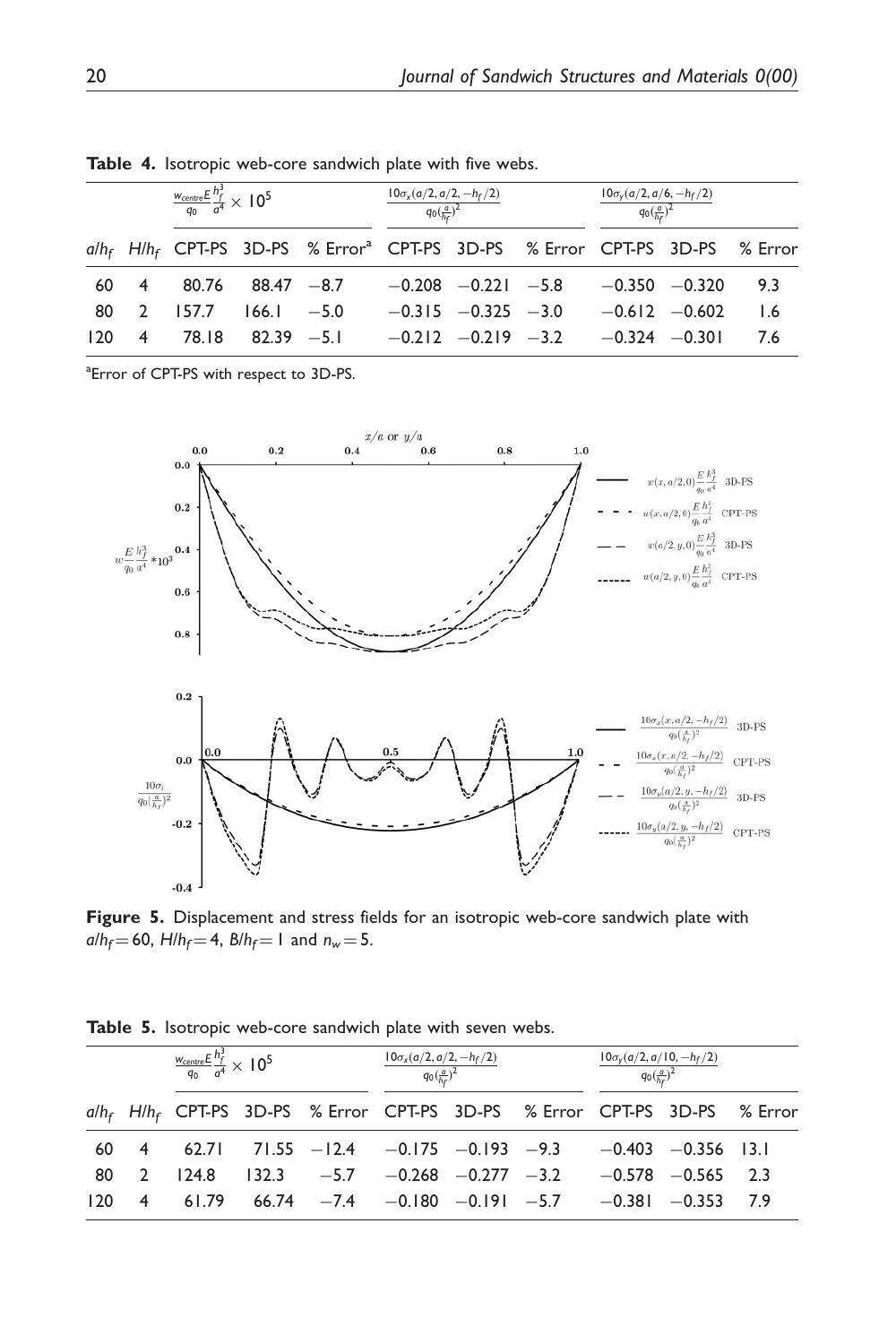**Table 4.** Isotropic web-core sandwich plate with five webs.

| | | $\frac{w_{centre}E}{q_0}\frac{h_f^3}{a^4}\times 10^5$ | | | $\frac{10\sigma_x(a/2,a/2,-h_f/2)}{q_0(\frac{a}{h_f})^2}$ | | | $\frac{10\sigma_y(a/2,a/6,-h_f/2)}{q_0(\frac{a}{h_f})^2}$ | | |
|---|---|---|---|---|---|---|---|---|---|---|
| $a/h_f$ | $H/h_f$ | CPT-PS | 3D-PS | % Error[a] | CPT-PS | 3D-PS | % Error | CPT-PS | 3D-PS | % Error |
| 60 | 4 | 80.76 | 88.47 | −8.7 | −0.208 | −0.221 | −5.8 | −0.350 | −0.320 | 9.3 |
| 80 | 2 | 157.7 | 166.1 | −5.0 | −0.315 | −0.325 | −3.0 | −0.612 | −0.602 | 1.6 |
| 120 | 4 | 78.18 | 82.39 | −5.1 | −0.212 | −0.219 | −3.2 | −0.324 | −0.301 | 7.6 |

[a]Error of CPT-PS with respect to 3D-PS.

**Figure 5.** Displacement and stress fields for an isotropic web-core sandwich plate with $a/h_f = 60$, $H/h_f = 4$, $B/h_f = 1$ and $n_w = 5$.

**Table 5.** Isotropic web-core sandwich plate with seven webs.

| | | $\frac{w_{centre}E}{q_0}\frac{h_f^3}{a^4}\times 10^5$ | | | $\frac{10\sigma_x(a/2,a/2,-h_f/2)}{q_0(\frac{a}{h_f})^2}$ | | | $\frac{10\sigma_y(a/2,a/10,-h_f/2)}{q_0(\frac{a}{h_f})^2}$ | | |
|---|---|---|---|---|---|---|---|---|---|---|
| $a/h_f$ | $H/h_f$ | CPT-PS | 3D-PS | % Error | CPT-PS | 3D-PS | % Error | CPT-PS | 3D-PS | % Error |
| 60 | 4 | 62.71 | 71.55 | −12.4 | −0.175 | −0.193 | −9.3 | −0.403 | −0.356 | 13.1 |
| 80 | 2 | 124.8 | 132.3 | −5.7 | −0.268 | −0.277 | −3.2 | −0.578 | −0.565 | 2.3 |
| 120 | 4 | 61.79 | 66.74 | −7.4 | −0.180 | −0.191 | −5.7 | −0.381 | −0.353 | 7.9 |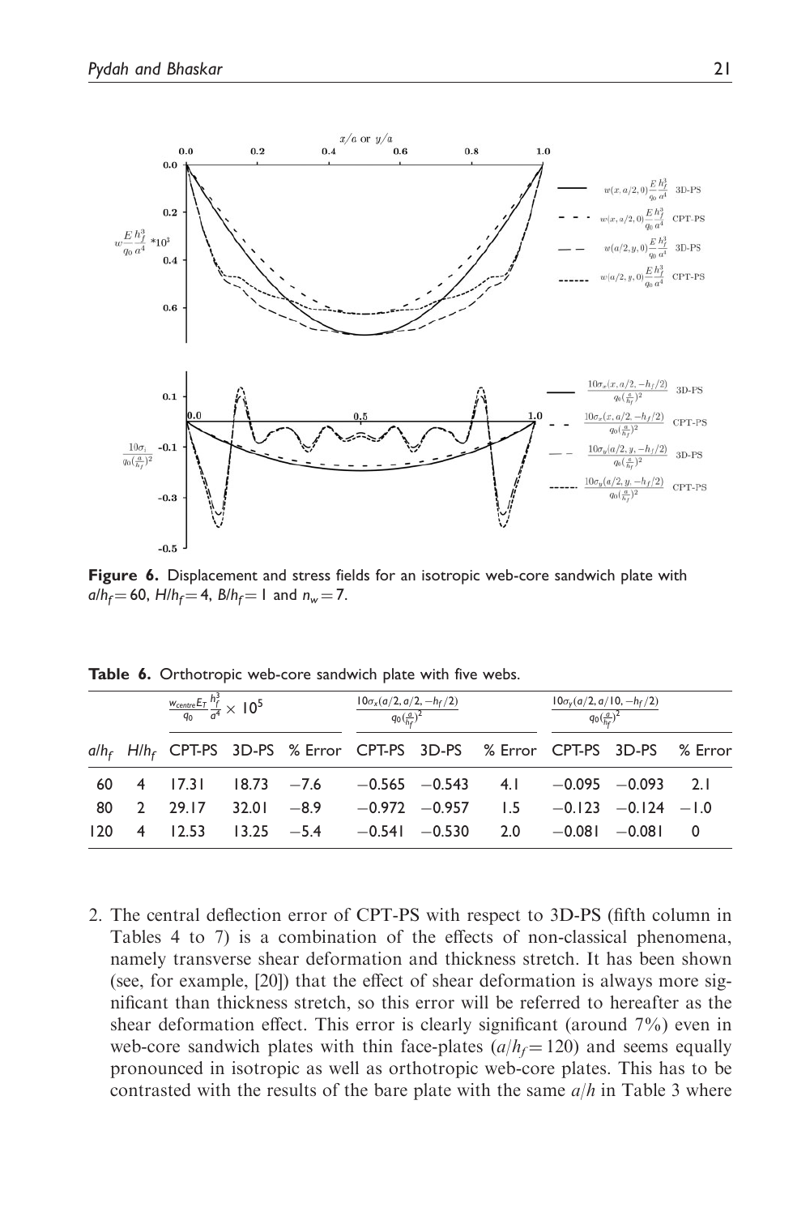**Figure 6.** Displacement and stress fields for an isotropic web-core sandwich plate with $a/h_f = 60$, $H/h_f = 4$, $B/h_f = 1$ and $n_w = 7$.

**Table 6.** Orthotropic web-core sandwich plate with five webs.

| | | $\frac{w_{centre} E_T}{q_0} \frac{h_f^3}{a^4} \times 10^5$ | | | $\frac{10\sigma_x(a/2, a/2, -h_f/2)}{q_0(\frac{a}{h_f})^2}$ | | | $\frac{10\sigma_y(a/2, a/10, -h_f/2)}{q_0(\frac{a}{h_f})^2}$ | | |
|---|---|---|---|---|---|---|---|---|---|---|
| $a/h_f$ | $H/h_f$ | CPT-PS | 3D-PS | % Error | CPT-PS | 3D-PS | % Error | CPT-PS | 3D-PS | % Error |
| 60 | 4 | 17.31 | 18.73 | −7.6 | −0.565 | −0.543 | 4.1 | −0.095 | −0.093 | 2.1 |
| 80 | 2 | 29.17 | 32.01 | −8.9 | −0.972 | −0.957 | 1.5 | −0.123 | −0.124 | −1.0 |
| 120 | 4 | 12.53 | 13.25 | −5.4 | −0.541 | −0.530 | 2.0 | −0.081 | −0.081 | 0 |

2. The central deflection error of CPT-PS with respect to 3D-PS (fifth column in Tables 4 to 7) is a combination of the effects of non-classical phenomena, namely transverse shear deformation and thickness stretch. It has been shown (see, for example, [20]) that the effect of shear deformation is always more significant than thickness stretch, so this error will be referred to hereafter as the shear deformation effect. This error is clearly significant (around 7%) even in web-core sandwich plates with thin face-plates ($a/h_f = 120$) and seems equally pronounced in isotropic as well as orthotropic web-core plates. This has to be contrasted with the results of the bare plate with the same $a/h$ in Table 3 where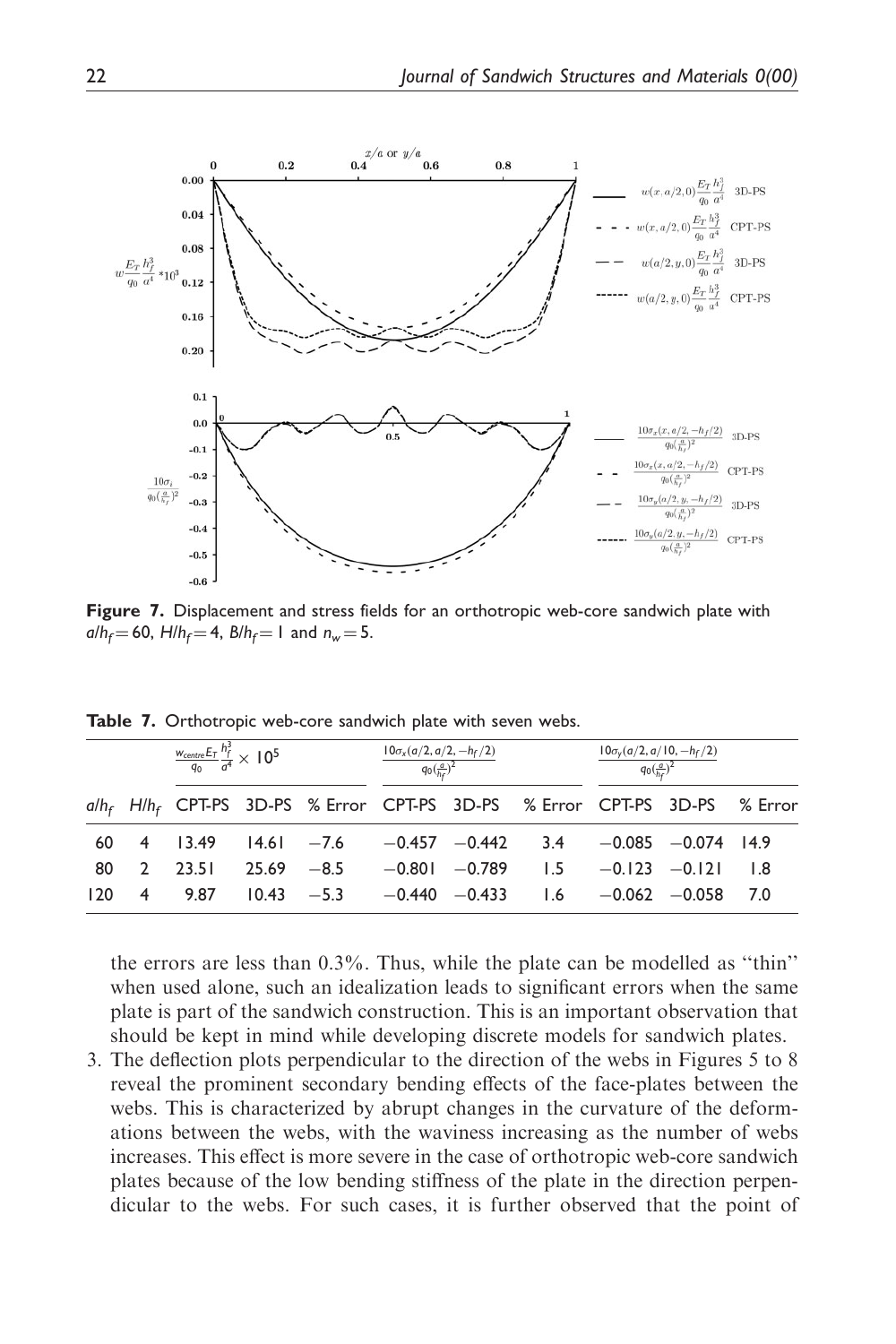**Figure 7.** Displacement and stress fields for an orthotropic web-core sandwich plate with $a/h_f = 60$, $H/h_f = 4$, $B/h_f = 1$ and $n_w = 5$.

**Table 7.** Orthotropic web-core sandwich plate with seven webs.

| | | $\frac{w_{centre} E_T}{q_0} \frac{h_f^3}{a^4} \times 10^5$ | | | $\frac{10\sigma_x(a/2, a/2, -h_f/2)}{q_0 (\frac{a}{h_f})^2}$ | | | $\frac{10\sigma_y(a/2, a/10, -h_f/2)}{q_0 (\frac{a}{h_f})^2}$ | | |
|---|---|---|---|---|---|---|---|---|---|---|
| $a/h_f$ | $H/h_f$ | CPT-PS | 3D-PS | % Error | CPT-PS | 3D-PS | % Error | CPT-PS | 3D-PS | % Error |
| 60 | 4 | 13.49 | 14.61 | −7.6 | −0.457 | −0.442 | 3.4 | −0.085 | −0.074 | 14.9 |
| 80 | 2 | 23.51 | 25.69 | −8.5 | −0.801 | −0.789 | 1.5 | −0.123 | −0.121 | 1.8 |
| 120 | 4 | 9.87 | 10.43 | −5.3 | −0.440 | −0.433 | 1.6 | −0.062 | −0.058 | 7.0 |

the errors are less than 0.3%. Thus, while the plate can be modelled as "thin" when used alone, such an idealization leads to significant errors when the same plate is part of the sandwich construction. This is an important observation that should be kept in mind while developing discrete models for sandwich plates.

3. The deflection plots perpendicular to the direction of the webs in Figures 5 to 8 reveal the prominent secondary bending effects of the face-plates between the webs. This is characterized by abrupt changes in the curvature of the deformations between the webs, with the waviness increasing as the number of webs increases. This effect is more severe in the case of orthotropic web-core sandwich plates because of the low bending stiffness of the plate in the direction perpendicular to the webs. For such cases, it is further observed that the point of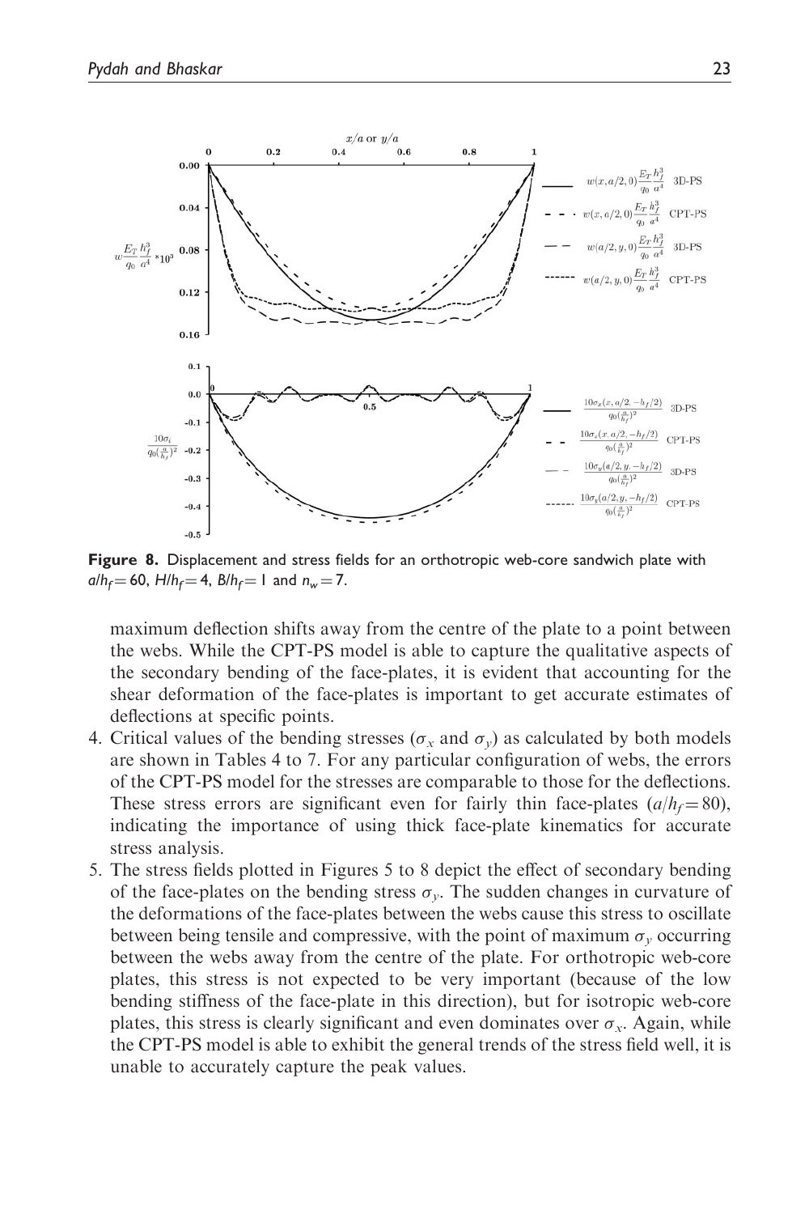**Figure 8.** Displacement and stress fields for an orthotropic web-core sandwich plate with $a/h_f = 60$, $H/h_f = 4$, $B/h_f = 1$ and $n_w = 7$.

maximum deflection shifts away from the centre of the plate to a point between the webs. While the CPT-PS model is able to capture the qualitative aspects of the secondary bending of the face-plates, it is evident that accounting for the shear deformation of the face-plates is important to get accurate estimates of deflections at specific points.

4. Critical values of the bending stresses ($\sigma_x$ and $\sigma_y$) as calculated by both models are shown in Tables 4 to 7. For any particular configuration of webs, the errors of the CPT-PS model for the stresses are comparable to those for the deflections. These stress errors are significant even for fairly thin face-plates ($a/h_f = 80$), indicating the importance of using thick face-plate kinematics for accurate stress analysis.
5. The stress fields plotted in Figures 5 to 8 depict the effect of secondary bending of the face-plates on the bending stress $\sigma_y$. The sudden changes in curvature of the deformations of the face-plates between the webs cause this stress to oscillate between being tensile and compressive, with the point of maximum $\sigma_y$ occurring between the webs away from the centre of the plate. For orthotropic web-core plates, this stress is not expected to be very important (because of the low bending stiffness of the face-plate in this direction), but for isotropic web-core plates, this stress is clearly significant and even dominates over $\sigma_x$. Again, while the CPT-PS model is able to exhibit the general trends of the stress field well, it is unable to accurately capture the peak values.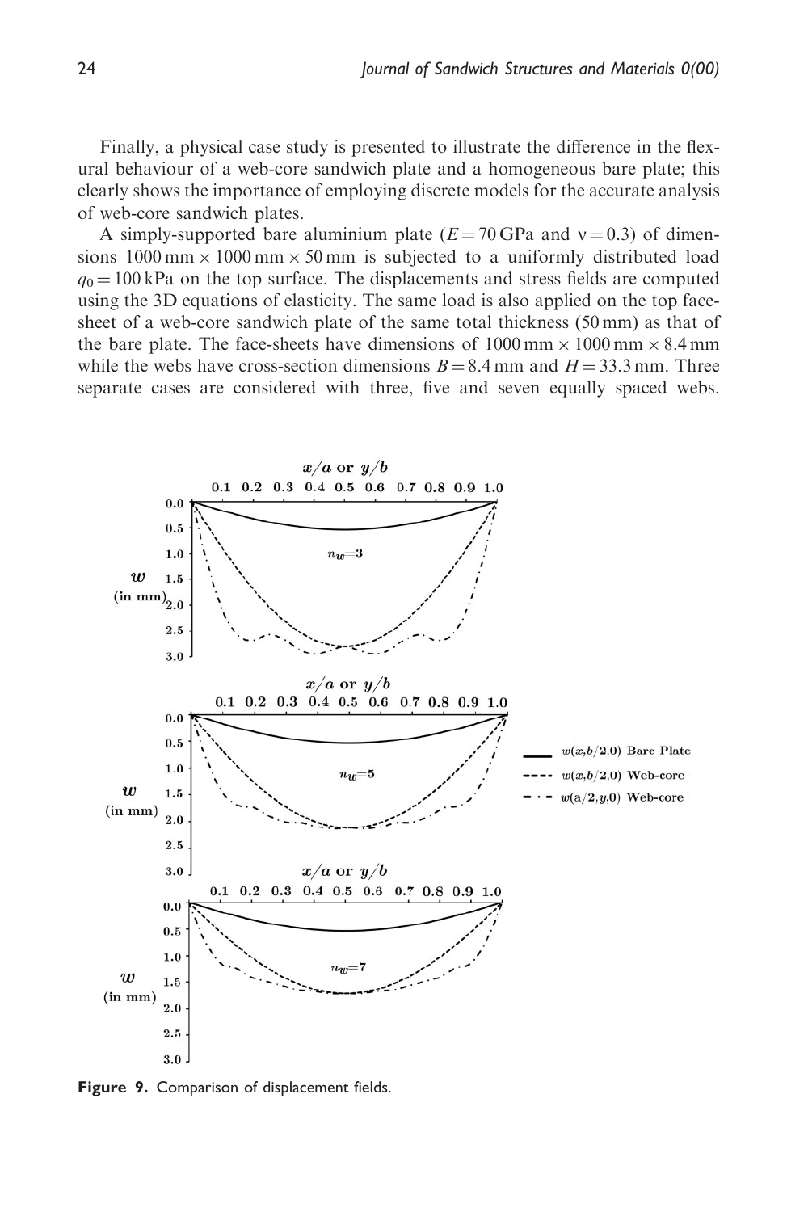Finally, a physical case study is presented to illustrate the difference in the flexural behaviour of a web-core sandwich plate and a homogeneous bare plate; this clearly shows the importance of employing discrete models for the accurate analysis of web-core sandwich plates.

A simply-supported bare aluminium plate ($E = 70$ GPa and $\nu = 0.3$) of dimensions 1000 mm × 1000 mm × 50 mm is subjected to a uniformly distributed load $q_0 = 100$ kPa on the top surface. The displacements and stress fields are computed using the 3D equations of elasticity. The same load is also applied on the top face-sheet of a web-core sandwich plate of the same total thickness (50 mm) as that of the bare plate. The face-sheets have dimensions of 1000 mm × 1000 mm × 8.4 mm while the webs have cross-section dimensions $B = 8.4$ mm and $H = 33.3$ mm. Three separate cases are considered with three, five and seven equally spaced webs.

**Figure 9.** Comparison of displacement fields.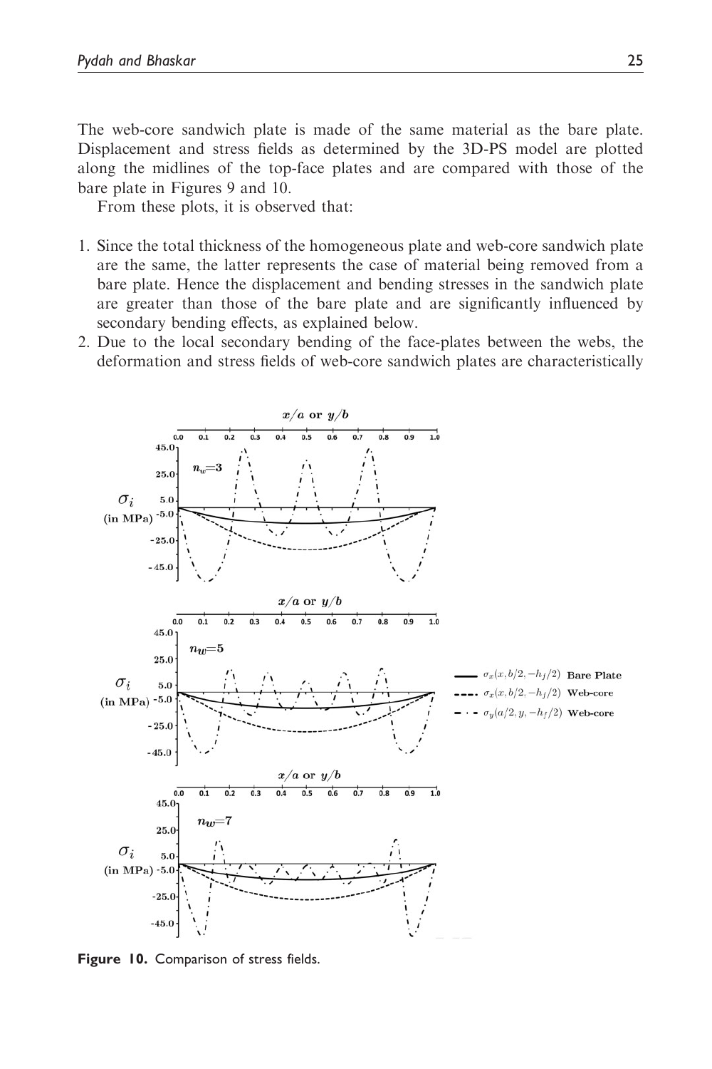The web-core sandwich plate is made of the same material as the bare plate. Displacement and stress fields as determined by the 3D-PS model are plotted along the midlines of the top-face plates and are compared with those of the bare plate in Figures 9 and 10.

From these plots, it is observed that:

1. Since the total thickness of the homogeneous plate and web-core sandwich plate are the same, the latter represents the case of material being removed from a bare plate. Hence the displacement and bending stresses in the sandwich plate are greater than those of the bare plate and are significantly influenced by secondary bending effects, as explained below.
2. Due to the local secondary bending of the face-plates between the webs, the deformation and stress fields of web-core sandwich plates are characteristically

Figure 10. Comparison of stress fields.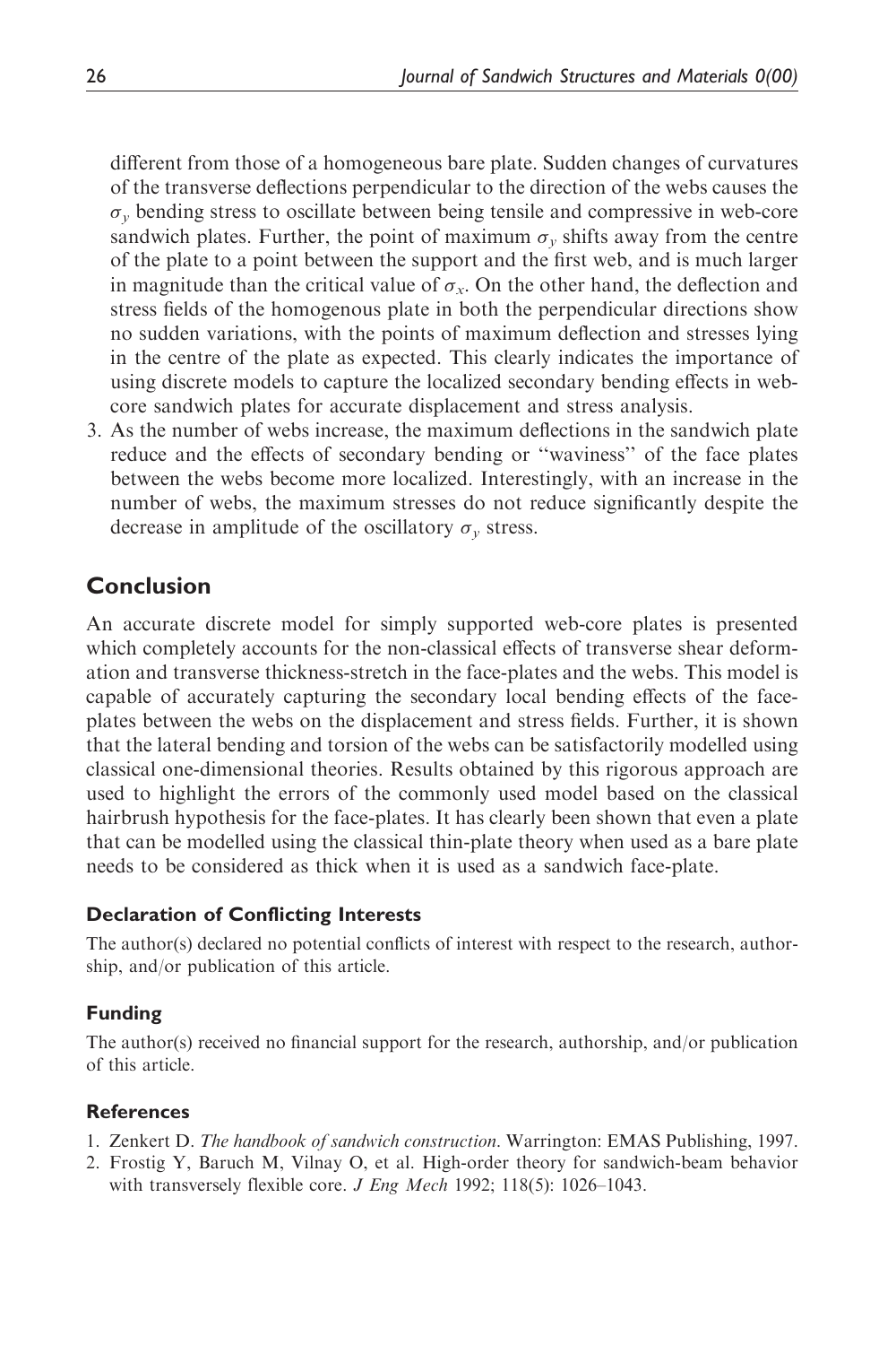different from those of a homogeneous bare plate. Sudden changes of curvatures of the transverse deflections perpendicular to the direction of the webs causes the $\sigma_y$ bending stress to oscillate between being tensile and compressive in web-core sandwich plates. Further, the point of maximum $\sigma_y$ shifts away from the centre of the plate to a point between the support and the first web, and is much larger in magnitude than the critical value of $\sigma_x$. On the other hand, the deflection and stress fields of the homogenous plate in both the perpendicular directions show no sudden variations, with the points of maximum deflection and stresses lying in the centre of the plate as expected. This clearly indicates the importance of using discrete models to capture the localized secondary bending effects in web-core sandwich plates for accurate displacement and stress analysis.

3. As the number of webs increase, the maximum deflections in the sandwich plate reduce and the effects of secondary bending or "waviness" of the face plates between the webs become more localized. Interestingly, with an increase in the number of webs, the maximum stresses do not reduce significantly despite the decrease in amplitude of the oscillatory $\sigma_y$ stress.

## Conclusion

An accurate discrete model for simply supported web-core plates is presented which completely accounts for the non-classical effects of transverse shear deformation and transverse thickness-stretch in the face-plates and the webs. This model is capable of accurately capturing the secondary local bending effects of the face-plates between the webs on the displacement and stress fields. Further, it is shown that the lateral bending and torsion of the webs can be satisfactorily modelled using classical one-dimensional theories. Results obtained by this rigorous approach are used to highlight the errors of the commonly used model based on the classical hairbrush hypothesis for the face-plates. It has clearly been shown that even a plate that can be modelled using the classical thin-plate theory when used as a bare plate needs to be considered as thick when it is used as a sandwich face-plate.

### Declaration of Conflicting Interests

The author(s) declared no potential conflicts of interest with respect to the research, authorship, and/or publication of this article.

### Funding

The author(s) received no financial support for the research, authorship, and/or publication of this article.

### References

1. Zenkert D. *The handbook of sandwich construction*. Warrington: EMAS Publishing, 1997.
2. Frostig Y, Baruch M, Vilnay O, et al. High-order theory for sandwich-beam behavior with transversely flexible core. *J Eng Mech* 1992; 118(5): 1026–1043.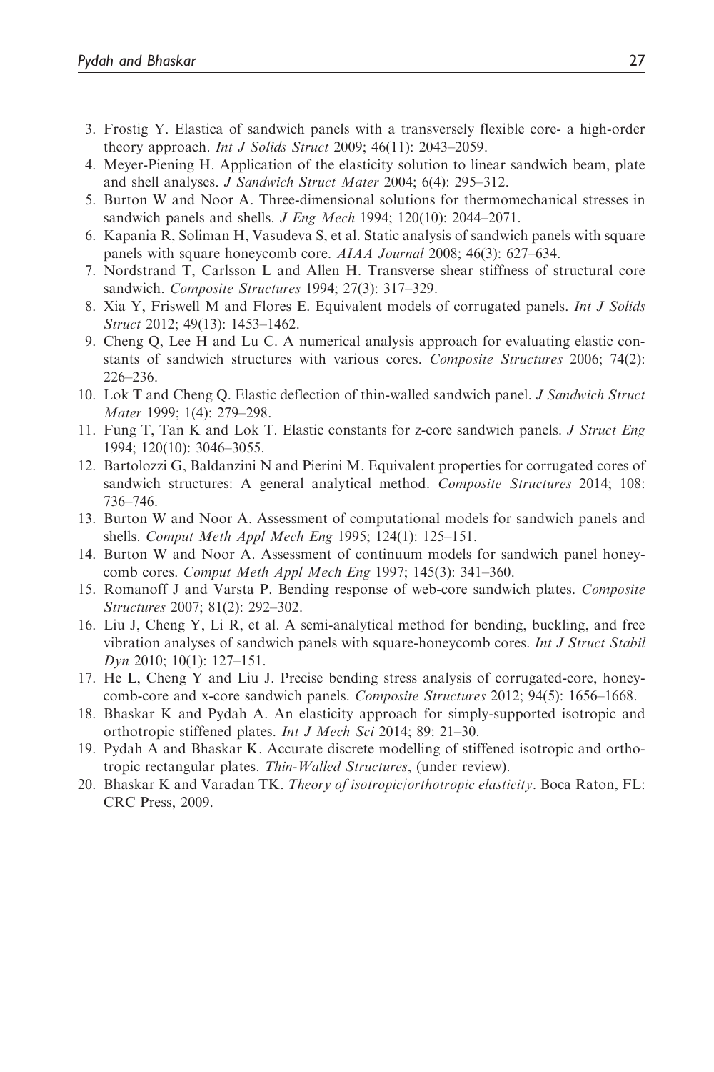3. Frostig Y. Elastica of sandwich panels with a transversely flexible core- a high-order theory approach. *Int J Solids Struct* 2009; 46(11): 2043–2059.
4. Meyer-Piening H. Application of the elasticity solution to linear sandwich beam, plate and shell analyses. *J Sandwich Struct Mater* 2004; 6(4): 295–312.
5. Burton W and Noor A. Three-dimensional solutions for thermomechanical stresses in sandwich panels and shells. *J Eng Mech* 1994; 120(10): 2044–2071.
6. Kapania R, Soliman H, Vasudeva S, et al. Static analysis of sandwich panels with square panels with square honeycomb core. *AIAA Journal* 2008; 46(3): 627–634.
7. Nordstrand T, Carlsson L and Allen H. Transverse shear stiffness of structural core sandwich. *Composite Structures* 1994; 27(3): 317–329.
8. Xia Y, Friswell M and Flores E. Equivalent models of corrugated panels. *Int J Solids Struct* 2012; 49(13): 1453–1462.
9. Cheng Q, Lee H and Lu C. A numerical analysis approach for evaluating elastic constants of sandwich structures with various cores. *Composite Structures* 2006; 74(2): 226–236.
10. Lok T and Cheng Q. Elastic deflection of thin-walled sandwich panel. *J Sandwich Struct Mater* 1999; 1(4): 279–298.
11. Fung T, Tan K and Lok T. Elastic constants for z-core sandwich panels. *J Struct Eng* 1994; 120(10): 3046–3055.
12. Bartolozzi G, Baldanzini N and Pierini M. Equivalent properties for corrugated cores of sandwich structures: A general analytical method. *Composite Structures* 2014; 108: 736–746.
13. Burton W and Noor A. Assessment of computational models for sandwich panels and shells. *Comput Meth Appl Mech Eng* 1995; 124(1): 125–151.
14. Burton W and Noor A. Assessment of continuum models for sandwich panel honeycomb cores. *Comput Meth Appl Mech Eng* 1997; 145(3): 341–360.
15. Romanoff J and Varsta P. Bending response of web-core sandwich plates. *Composite Structures* 2007; 81(2): 292–302.
16. Liu J, Cheng Y, Li R, et al. A semi-analytical method for bending, buckling, and free vibration analyses of sandwich panels with square-honeycomb cores. *Int J Struct Stabil Dyn* 2010; 10(1): 127–151.
17. He L, Cheng Y and Liu J. Precise bending stress analysis of corrugated-core, honeycomb-core and x-core sandwich panels. *Composite Structures* 2012; 94(5): 1656–1668.
18. Bhaskar K and Pydah A. An elasticity approach for simply-supported isotropic and orthotropic stiffened plates. *Int J Mech Sci* 2014; 89: 21–30.
19. Pydah A and Bhaskar K. Accurate discrete modelling of stiffened isotropic and orthotropic rectangular plates. *Thin-Walled Structures*, (under review).
20. Bhaskar K and Varadan TK. *Theory of isotropic/orthotropic elasticity*. Boca Raton, FL: CRC Press, 2009.